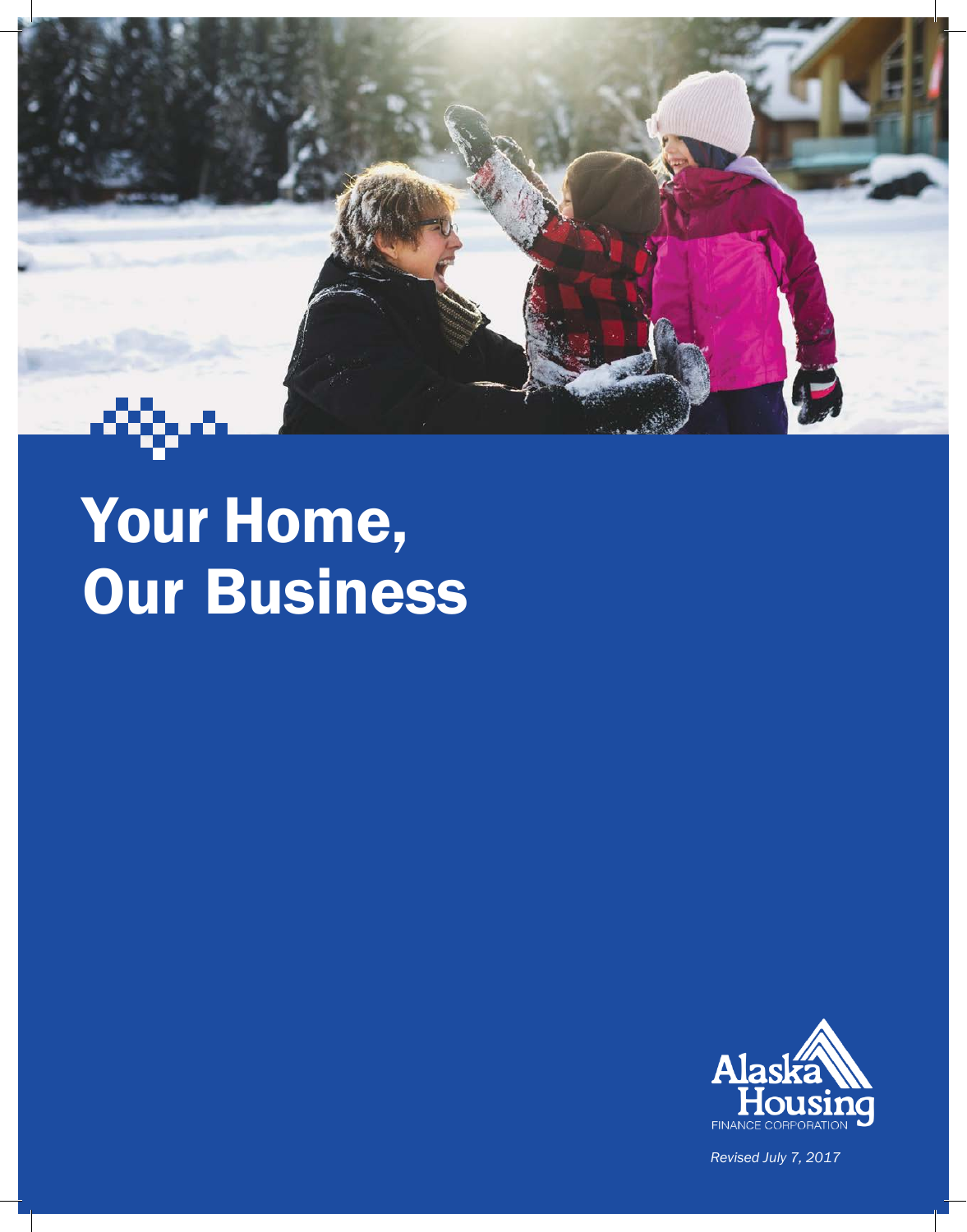# Your Home, Our Business

Alaska Housing
FINANCE CORPORATION

*Revised July 7, 2017*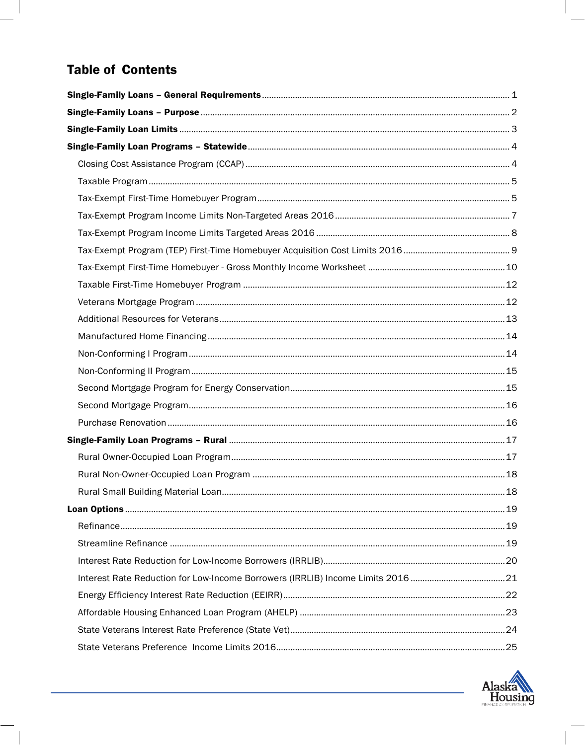# Table of Contents

**Single-Family Loans – General Requirements** ........ 1

**Single-Family Loans – Purpose** ........ 2

**Single-Family Loan Limits** ........ 3

**Single-Family Loan Programs – Statewide** ........ 4

- Closing Cost Assistance Program (CCAP) ........ 4
- Taxable Program ........ 5
- Tax-Exempt First-Time Homebuyer Program ........ 5
- Tax-Exempt Program Income Limits Non-Targeted Areas 2016 ........ 7
- Tax-Exempt Program Income Limits Targeted Areas 2016 ........ 8
- Tax-Exempt Program (TEP) First-Time Homebuyer Acquisition Cost Limits 2016 ........ 9
- Tax-Exempt First-Time Homebuyer - Gross Monthly Income Worksheet ........ 10
- Taxable First-Time Homebuyer Program ........ 12
- Veterans Mortgage Program ........ 12
- Additional Resources for Veterans ........ 13
- Manufactured Home Financing ........ 14
- Non-Conforming I Program ........ 14
- Non-Conforming II Program ........ 15
- Second Mortgage Program for Energy Conservation ........ 15
- Second Mortgage Program ........ 16
- Purchase Renovation ........ 16

**Single-Family Loan Programs – Rural** ........ 17

- Rural Owner-Occupied Loan Program ........ 17
- Rural Non-Owner-Occupied Loan Program ........ 18
- Rural Small Building Material Loan ........ 18

**Loan Options** ........ 19

- Refinance ........ 19
- Streamline Refinance ........ 19
- Interest Rate Reduction for Low-Income Borrowers (IRRLIB) ........ 20
- Interest Rate Reduction for Low-Income Borrowers (IRRLIB) Income Limits 2016 ........ 21
- Energy Efficiency Interest Rate Reduction (EEIRR) ........ 22
- Affordable Housing Enhanced Loan Program (AHELP) ........ 23
- State Veterans Interest Rate Preference (State Vet) ........ 24
- State Veterans Preference Income Limits 2016 ........ 25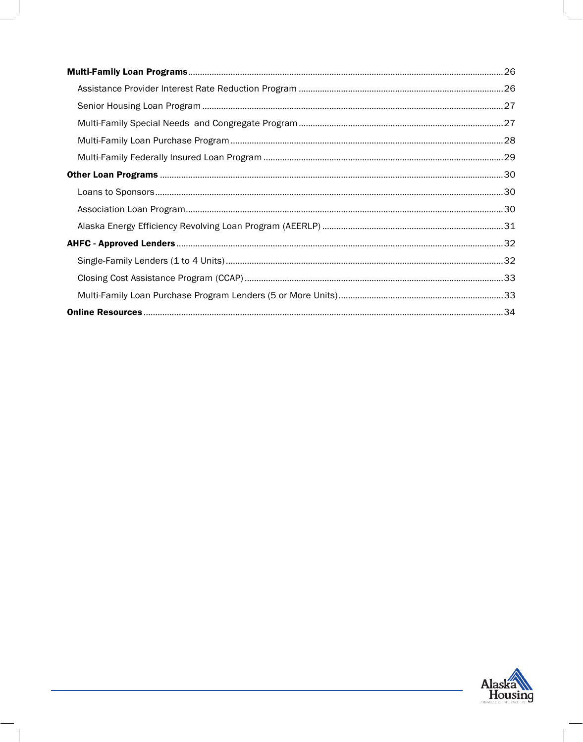**Multi-Family Loan Programs**....................................................................................................................................26

Assistance Provider Interest Rate Reduction Program .....................................................................................26

Senior Housing Loan Program ..............................................................................................................................27

Multi-Family Special Needs and Congregate Program .....................................................................................27

Multi-Family Loan Purchase Program ..................................................................................................................28

Multi-Family Federally Insured Loan Program ....................................................................................................29

**Other Loan Programs** ...............................................................................................................................................30

Loans to Sponsors..................................................................................................................................................30

Association Loan Program.....................................................................................................................................30

Alaska Energy Efficiency Revolving Loan Program (AEERLP) ............................................................................31

**AHFC - Approved Lenders**.........................................................................................................................................32

Single-Family Lenders (1 to 4 Units)....................................................................................................................32

Closing Cost Assistance Program (CCAP) ............................................................................................................33

Multi-Family Loan Purchase Program Lenders (5 or More Units).....................................................................33

**Online Resources**......................................................................................................................................................34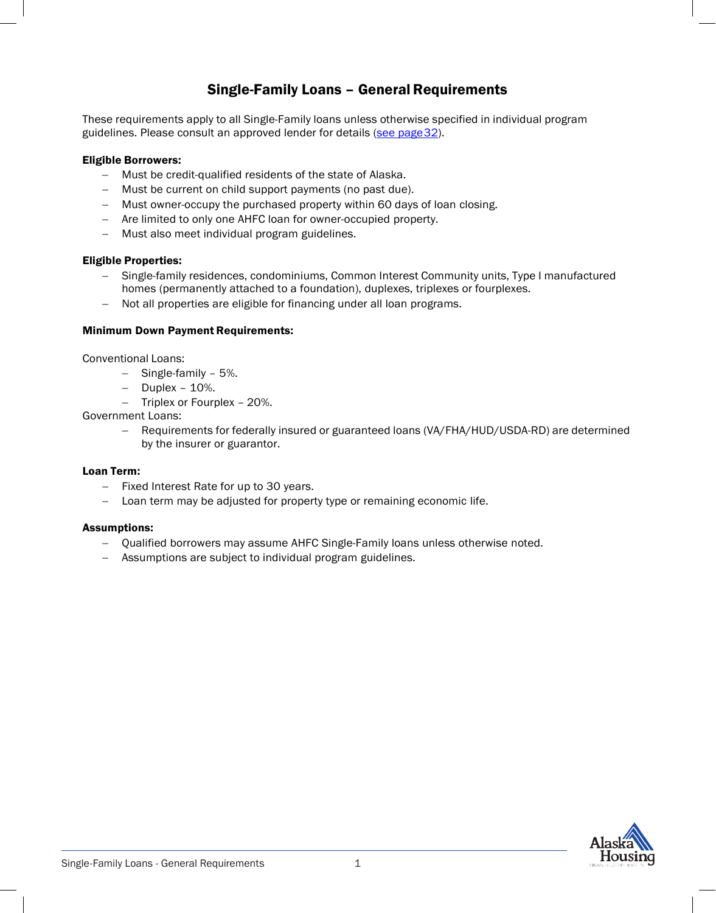# Single-Family Loans – General Requirements

These requirements apply to all Single-Family loans unless otherwise specified in individual program guidelines. Please consult an approved lender for details (see page 32).

**Eligible Borrowers:**

- Must be credit-qualified residents of the state of Alaska.
- Must be current on child support payments (no past due).
- Must owner-occupy the purchased property within 60 days of loan closing.
- Are limited to only one AHFC loan for owner-occupied property.
- Must also meet individual program guidelines.

**Eligible Properties:**

- Single-family residences, condominiums, Common Interest Community units, Type I manufactured homes (permanently attached to a foundation), duplexes, triplexes or fourplexes.
- Not all properties are eligible for financing under all loan programs.

**Minimum Down Payment Requirements:**

Conventional Loans:

- Single-family – 5%.
- Duplex – 10%.
- Triplex or Fourplex – 20%.

Government Loans:

- Requirements for federally insured or guaranteed loans (VA/FHA/HUD/USDA-RD) are determined by the insurer or guarantor.

**Loan Term:**

- Fixed Interest Rate for up to 30 years.
- Loan term may be adjusted for property type or remaining economic life.

**Assumptions:**

- Qualified borrowers may assume AHFC Single-Family loans unless otherwise noted.
- Assumptions are subject to individual program guidelines.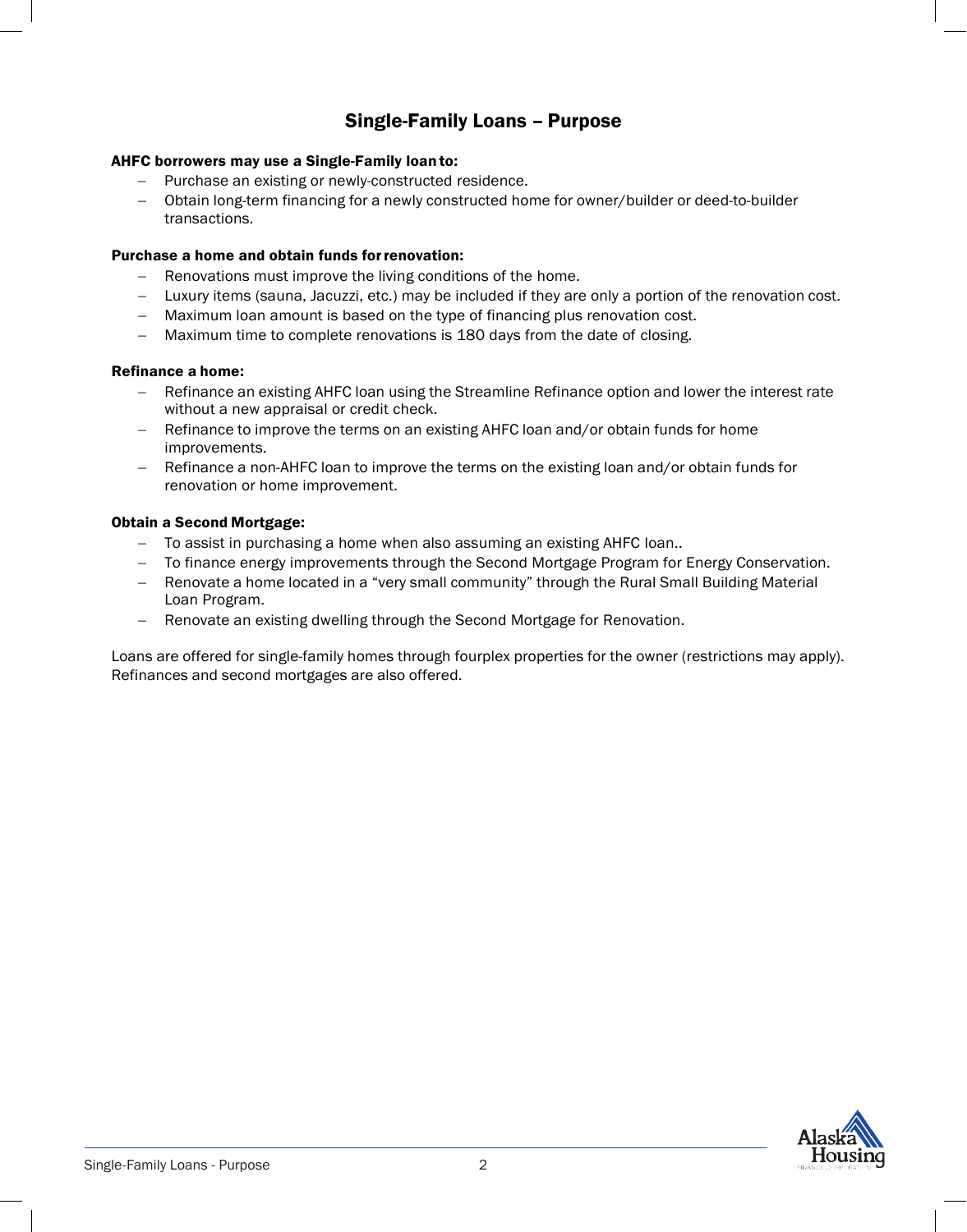## Single-Family Loans – Purpose

**AHFC borrowers may use a Single-Family loan to:**

- Purchase an existing or newly-constructed residence.
- Obtain long-term financing for a newly constructed home for owner/builder or deed-to-builder transactions.

**Purchase a home and obtain funds for renovation:**

- Renovations must improve the living conditions of the home.
- Luxury items (sauna, Jacuzzi, etc.) may be included if they are only a portion of the renovation cost.
- Maximum loan amount is based on the type of financing plus renovation cost.
- Maximum time to complete renovations is 180 days from the date of closing.

**Refinance a home:**

- Refinance an existing AHFC loan using the Streamline Refinance option and lower the interest rate without a new appraisal or credit check.
- Refinance to improve the terms on an existing AHFC loan and/or obtain funds for home improvements.
- Refinance a non-AHFC loan to improve the terms on the existing loan and/or obtain funds for renovation or home improvement.

**Obtain a Second Mortgage:**

- To assist in purchasing a home when also assuming an existing AHFC loan..
- To finance energy improvements through the Second Mortgage Program for Energy Conservation.
- Renovate a home located in a “very small community” through the Rural Small Building Material Loan Program.
- Renovate an existing dwelling through the Second Mortgage for Renovation.

Loans are offered for single-family homes through fourplex properties for the owner (restrictions may apply). Refinances and second mortgages are also offered.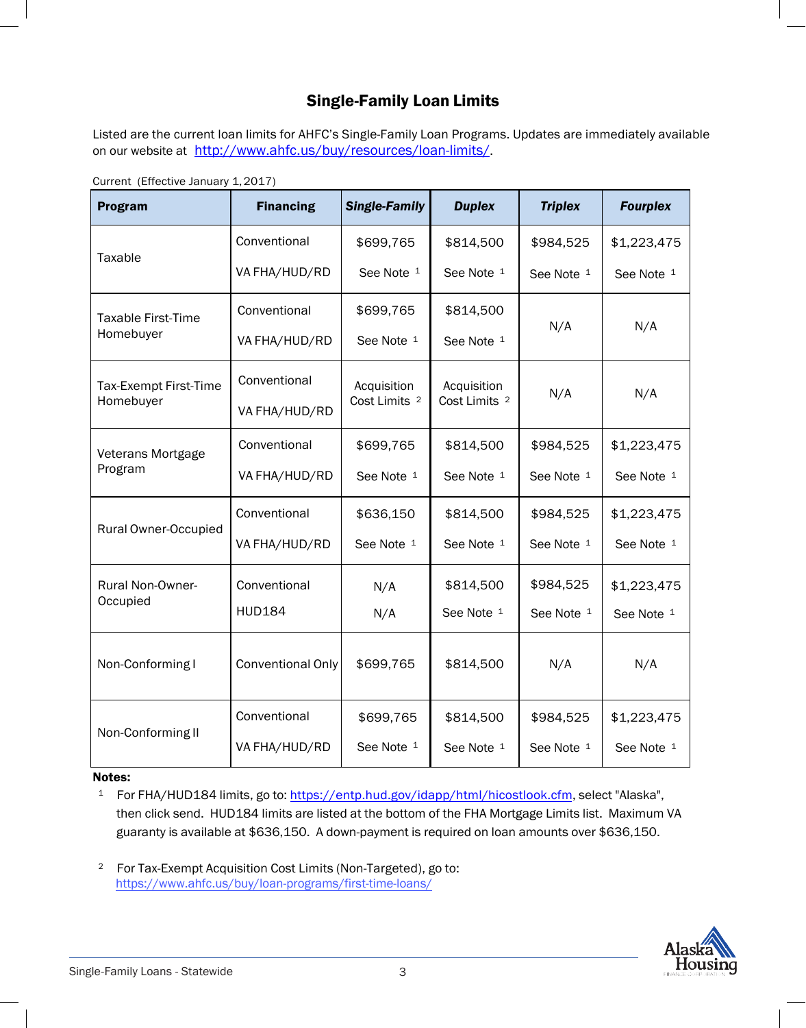# Single-Family Loan Limits

Listed are the current loan limits for AHFC's Single-Family Loan Programs. Updates are immediately available on our website at http://www.ahfc.us/buy/resources/loan-limits/.

Current (Effective January 1, 2017)

| Program | Financing | *Single-Family* | *Duplex* | *Triplex* | *Fourplex* |
|---|---|---|---|---|---|
| Taxable | Conventional | $699,765 | $814,500 | $984,525 | $1,223,475 |
| | VA FHA/HUD/RD | See Note [1] | See Note [1] | See Note [1] | See Note [1] |
| Taxable First-Time Homebuyer | Conventional | $699,765 | $814,500 | N/A | N/A |
| | VA FHA/HUD/RD | See Note [1] | See Note [1] | | |
| Tax-Exempt First-Time Homebuyer | Conventional | Acquisition Cost Limits [2] | Acquisition Cost Limits [2] | N/A | N/A |
| | VA FHA/HUD/RD | | | | |
| Veterans Mortgage Program | Conventional | $699,765 | $814,500 | $984,525 | $1,223,475 |
| | VA FHA/HUD/RD | See Note [1] | See Note [1] | See Note [1] | See Note [1] |
| Rural Owner-Occupied | Conventional | $636,150 | $814,500 | $984,525 | $1,223,475 |
| | VA FHA/HUD/RD | See Note [1] | See Note [1] | See Note [1] | See Note [1] |
| Rural Non-Owner-Occupied | Conventional | N/A | $814,500 | $984,525 | $1,223,475 |
| | HUD184 | N/A | See Note [1] | See Note [1] | See Note [1] |
| Non-Conforming I | Conventional Only | $699,765 | $814,500 | N/A | N/A |
| Non-Conforming II | Conventional | $699,765 | $814,500 | $984,525 | $1,223,475 |
| | VA FHA/HUD/RD | See Note [1] | See Note [1] | See Note [1] | See Note [1] |

**Notes:**

[1] For FHA/HUD184 limits, go to: https://entp.hud.gov/idapp/html/hicostlook.cfm, select "Alaska", then click send. HUD184 limits are listed at the bottom of the FHA Mortgage Limits list. Maximum VA guaranty is available at $636,150. A down-payment is required on loan amounts over $636,150.

[2] For Tax-Exempt Acquisition Cost Limits (Non-Targeted), go to: https://www.ahfc.us/buy/loan-programs/first-time-loans/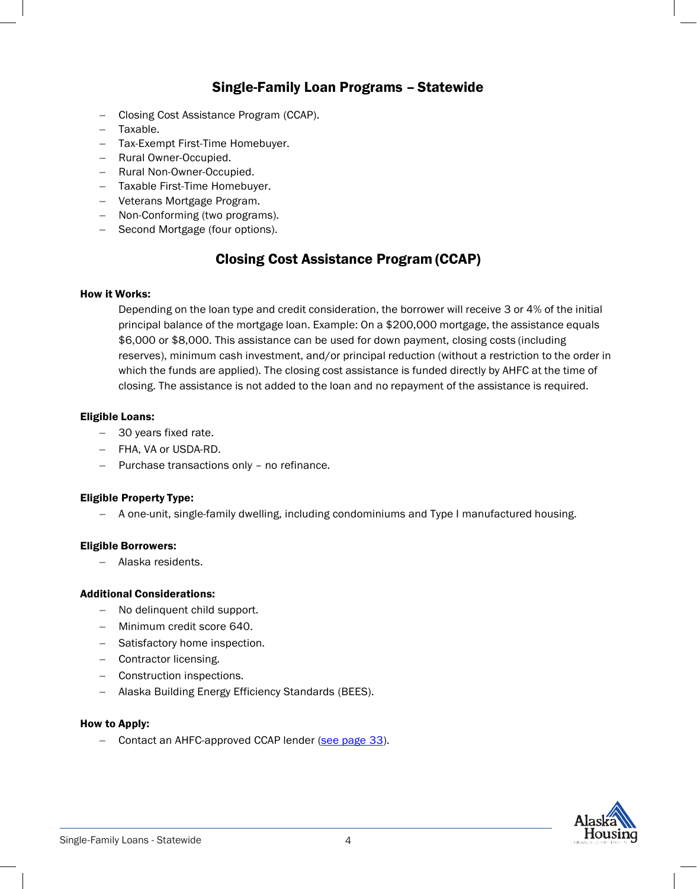## Single-Family Loan Programs – Statewide

- Closing Cost Assistance Program (CCAP).
- Taxable.
- Tax-Exempt First-Time Homebuyer.
- Rural Owner-Occupied.
- Rural Non-Owner-Occupied.
- Taxable First-Time Homebuyer.
- Veterans Mortgage Program.
- Non-Conforming (two programs).
- Second Mortgage (four options).

## Closing Cost Assistance Program (CCAP)

**How it Works:**

Depending on the loan type and credit consideration, the borrower will receive 3 or 4% of the initial principal balance of the mortgage loan. Example: On a $200,000 mortgage, the assistance equals $6,000 or $8,000. This assistance can be used for down payment, closing costs (including reserves), minimum cash investment, and/or principal reduction (without a restriction to the order in which the funds are applied). The closing cost assistance is funded directly by AHFC at the time of closing. The assistance is not added to the loan and no repayment of the assistance is required.

**Eligible Loans:**

- 30 years fixed rate.
- FHA, VA or USDA-RD.
- Purchase transactions only – no refinance.

**Eligible Property Type:**

- A one-unit, single-family dwelling, including condominiums and Type I manufactured housing.

**Eligible Borrowers:**

- Alaska residents.

**Additional Considerations:**

- No delinquent child support.
- Minimum credit score 640.
- Satisfactory home inspection.
- Contractor licensing.
- Construction inspections.
- Alaska Building Energy Efficiency Standards (BEES).

**How to Apply:**

- Contact an AHFC-approved CCAP lender (see page 33).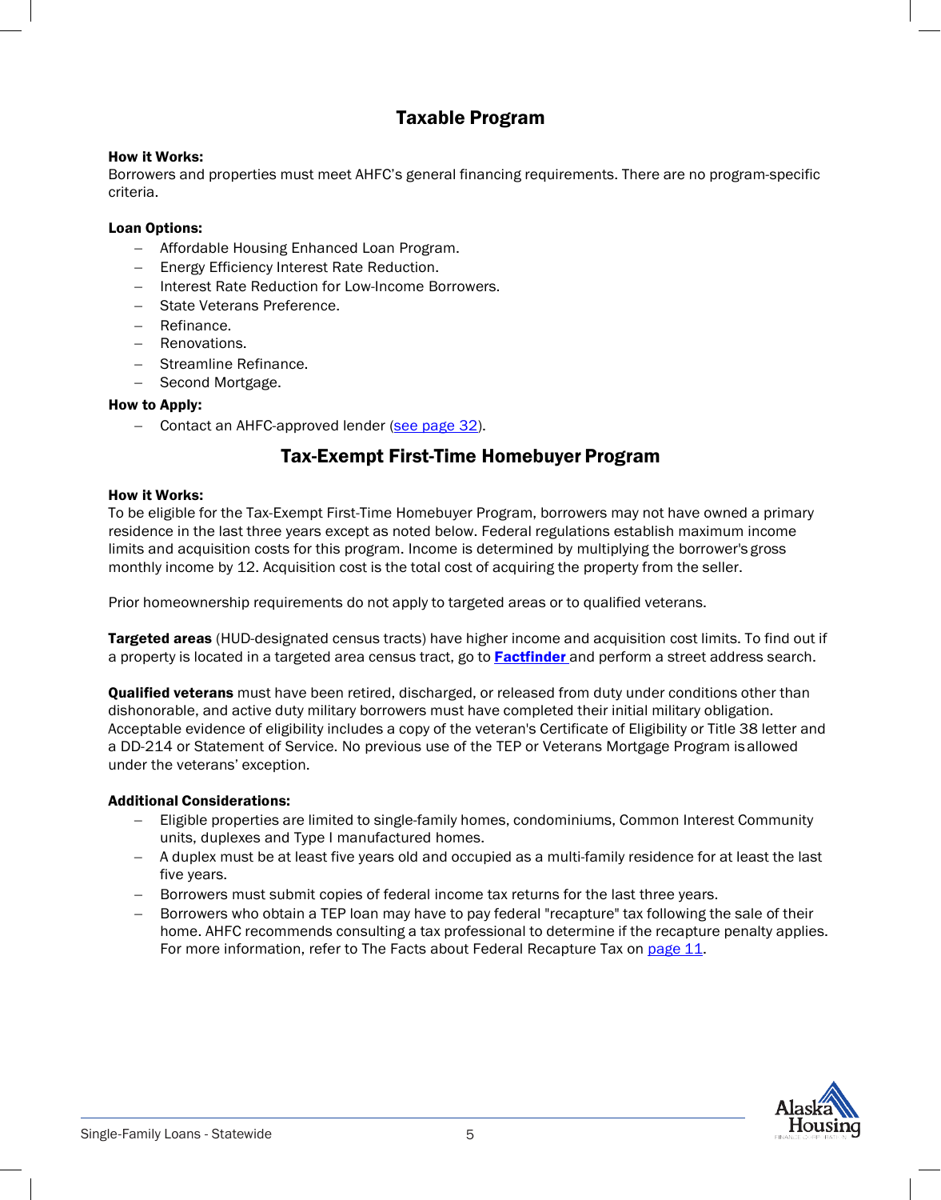## Taxable Program

**How it Works:**
Borrowers and properties must meet AHFC's general financing requirements. There are no program-specific criteria.

**Loan Options:**

- Affordable Housing Enhanced Loan Program.
- Energy Efficiency Interest Rate Reduction.
- Interest Rate Reduction for Low-Income Borrowers.
- State Veterans Preference.
- Refinance.
- Renovations.
- Streamline Refinance.
- Second Mortgage.

**How to Apply:**

- Contact an AHFC-approved lender (see page 32).

## Tax-Exempt First-Time Homebuyer Program

**How it Works:**
To be eligible for the Tax-Exempt First-Time Homebuyer Program, borrowers may not have owned a primary residence in the last three years except as noted below. Federal regulations establish maximum income limits and acquisition costs for this program. Income is determined by multiplying the borrower's gross monthly income by 12. Acquisition cost is the total cost of acquiring the property from the seller.

Prior homeownership requirements do not apply to targeted areas or to qualified veterans.

**Targeted areas** (HUD-designated census tracts) have higher income and acquisition cost limits. To find out if a property is located in a targeted area census tract, go to **Factfinder** and perform a street address search.

**Qualified veterans** must have been retired, discharged, or released from duty under conditions other than dishonorable, and active duty military borrowers must have completed their initial military obligation. Acceptable evidence of eligibility includes a copy of the veteran's Certificate of Eligibility or Title 38 letter and a DD-214 or Statement of Service. No previous use of the TEP or Veterans Mortgage Program is allowed under the veterans' exception.

**Additional Considerations:**

- Eligible properties are limited to single-family homes, condominiums, Common Interest Community units, duplexes and Type I manufactured homes.
- A duplex must be at least five years old and occupied as a multi-family residence for at least the last five years.
- Borrowers must submit copies of federal income tax returns for the last three years.
- Borrowers who obtain a TEP loan may have to pay federal "recapture" tax following the sale of their home. AHFC recommends consulting a tax professional to determine if the recapture penalty applies. For more information, refer to The Facts about Federal Recapture Tax on page 11.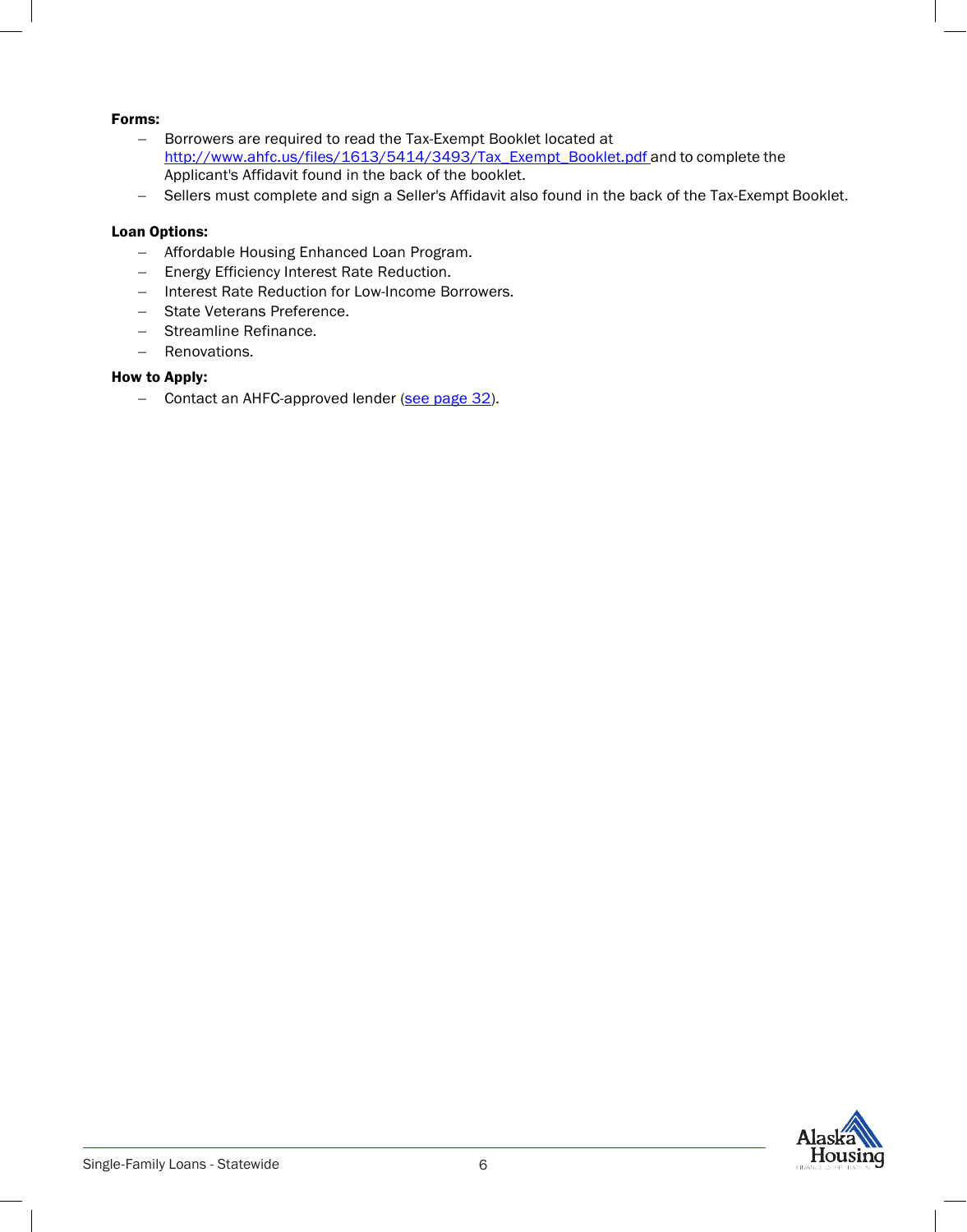**Forms:**

- Borrowers are required to read the Tax-Exempt Booklet located at [http://www.ahfc.us/files/1613/5414/3493/Tax_Exempt_Booklet.pdf](http://www.ahfc.us/files/1613/5414/3493/Tax_Exempt_Booklet.pdf) and to complete the Applicant's Affidavit found in the back of the booklet.
- Sellers must complete and sign a Seller's Affidavit also found in the back of the Tax-Exempt Booklet.

**Loan Options:**

- Affordable Housing Enhanced Loan Program.
- Energy Efficiency Interest Rate Reduction.
- Interest Rate Reduction for Low-Income Borrowers.
- State Veterans Preference.
- Streamline Refinance.
- Renovations.

**How to Apply:**

- Contact an AHFC-approved lender (see page 32).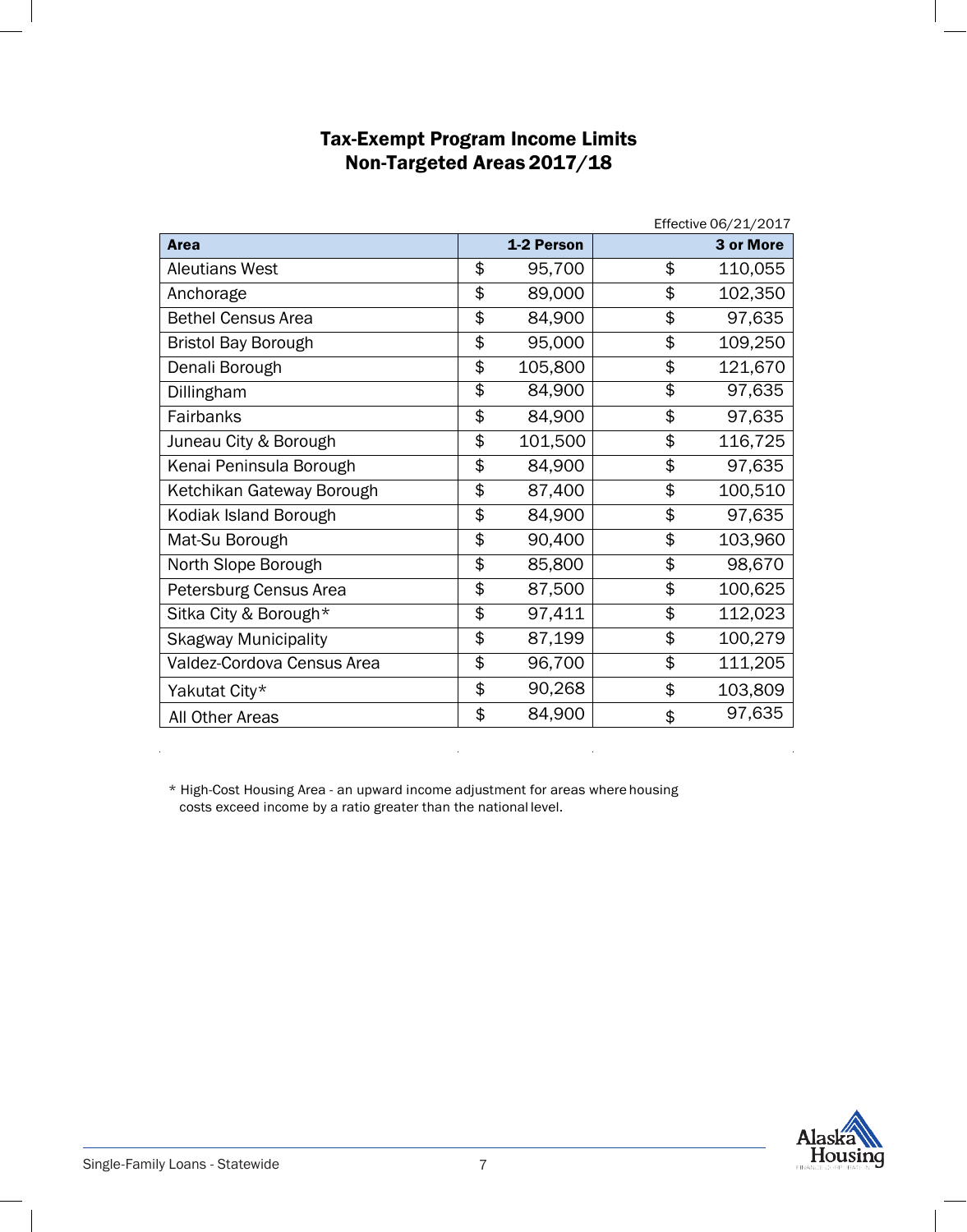## Tax-Exempt Program Income Limits
## Non-Targeted Areas 2017/18

Effective 06/21/2017

| Area | 1-2 Person | 3 or More |
|---|---|---|
| Aleutians West | $ 95,700 | $ 110,055 |
| Anchorage | $ 89,000 | $ 102,350 |
| Bethel Census Area | $ 84,900 | $ 97,635 |
| Bristol Bay Borough | $ 95,000 | $ 109,250 |
| Denali Borough | $ 105,800 | $ 121,670 |
| Dillingham | $ 84,900 | $ 97,635 |
| Fairbanks | $ 84,900 | $ 97,635 |
| Juneau City & Borough | $ 101,500 | $ 116,725 |
| Kenai Peninsula Borough | $ 84,900 | $ 97,635 |
| Ketchikan Gateway Borough | $ 87,400 | $ 100,510 |
| Kodiak Island Borough | $ 84,900 | $ 97,635 |
| Mat-Su Borough | $ 90,400 | $ 103,960 |
| North Slope Borough | $ 85,800 | $ 98,670 |
| Petersburg Census Area | $ 87,500 | $ 100,625 |
| Sitka City & Borough* | $ 97,411 | $ 112,023 |
| Skagway Municipality | $ 87,199 | $ 100,279 |
| Valdez-Cordova Census Area | $ 96,700 | $ 111,205 |
| Yakutat City* | $ 90,268 | $ 103,809 |
| All Other Areas | $ 84,900 | $ 97,635 |

* High-Cost Housing Area - an upward income adjustment for areas where housing costs exceed income by a ratio greater than the national level.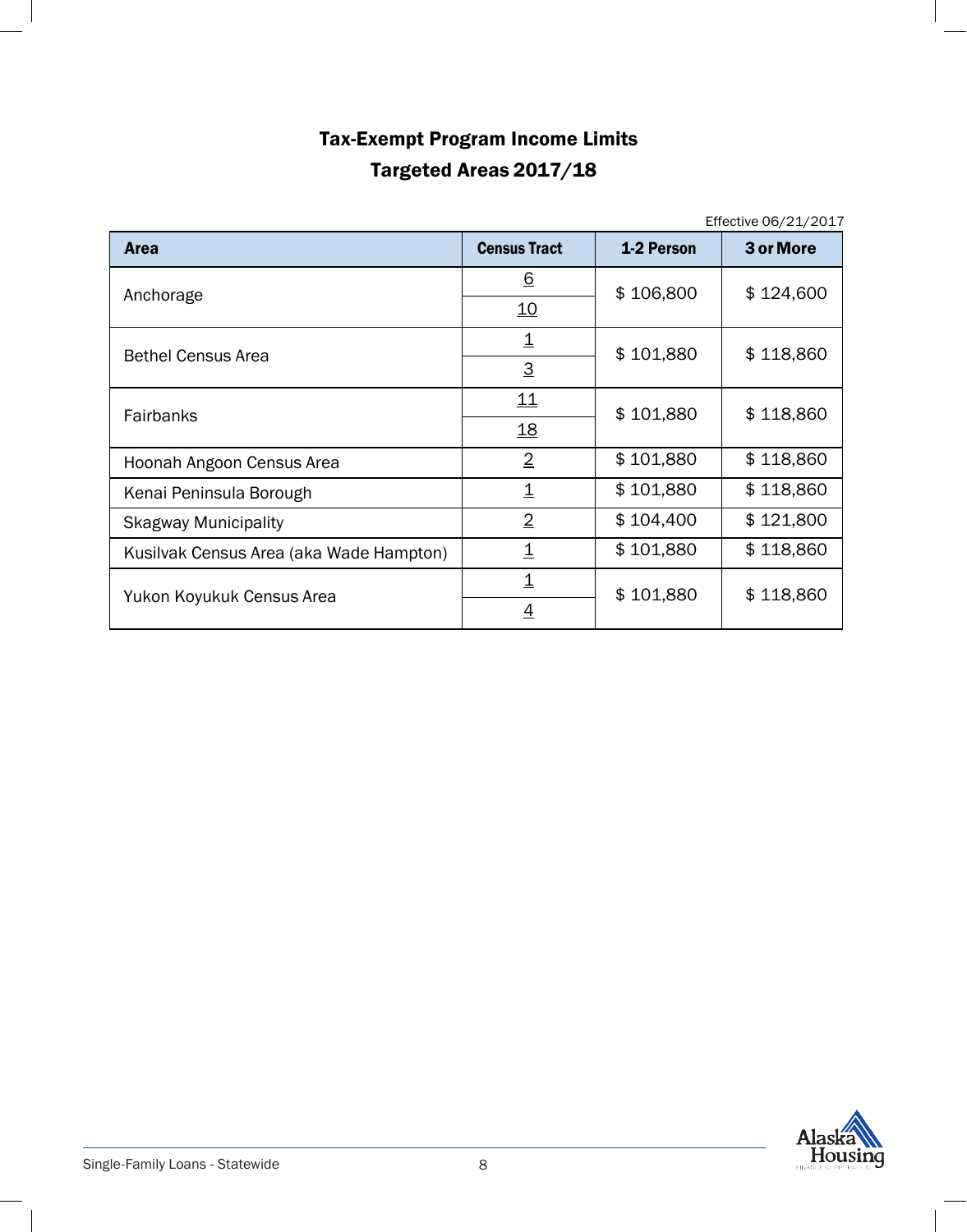# Tax-Exempt Program Income Limits
## Targeted Areas 2017/18

Effective 06/21/2017

| Area | Census Tract | 1-2 Person | 3 or More |
|---|---|---|---|
| Anchorage | 6 | $ 106,800 | $ 124,600 |
| | 10 | | |
| Bethel Census Area | 1 | $ 101,880 | $ 118,860 |
| | 3 | | |
| Fairbanks | 11 | $ 101,880 | $ 118,860 |
| | 18 | | |
| Hoonah Angoon Census Area | 2 | $ 101,880 | $ 118,860 |
| Kenai Peninsula Borough | 1 | $ 101,880 | $ 118,860 |
| Skagway Municipality | 2 | $ 104,400 | $ 121,800 |
| Kusilvak Census Area (aka Wade Hampton) | 1 | $ 101,880 | $ 118,860 |
| Yukon Koyukuk Census Area | 1 | $ 101,880 | $ 118,860 |
| | 4 | | |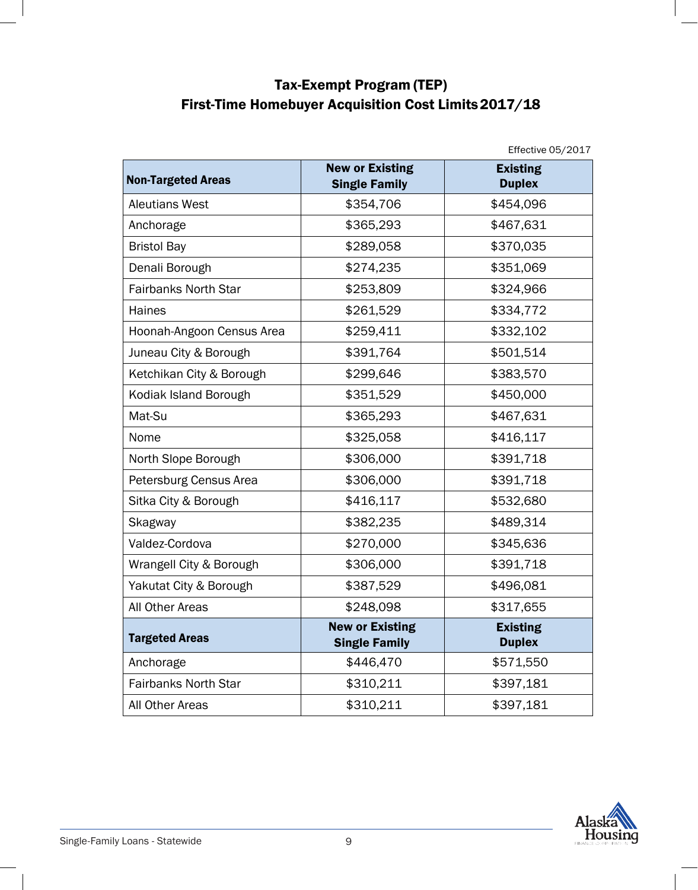# Tax-Exempt Program (TEP)
## First-Time Homebuyer Acquisition Cost Limits 2017/18

Effective 05/2017

| Non-Targeted Areas | New or Existing Single Family | Existing Duplex |
|---|---|---|
| Aleutians West | $354,706 | $454,096 |
| Anchorage | $365,293 | $467,631 |
| Bristol Bay | $289,058 | $370,035 |
| Denali Borough | $274,235 | $351,069 |
| Fairbanks North Star | $253,809 | $324,966 |
| Haines | $261,529 | $334,772 |
| Hoonah-Angoon Census Area | $259,411 | $332,102 |
| Juneau City & Borough | $391,764 | $501,514 |
| Ketchikan City & Borough | $299,646 | $383,570 |
| Kodiak Island Borough | $351,529 | $450,000 |
| Mat-Su | $365,293 | $467,631 |
| Nome | $325,058 | $416,117 |
| North Slope Borough | $306,000 | $391,718 |
| Petersburg Census Area | $306,000 | $391,718 |
| Sitka City & Borough | $416,117 | $532,680 |
| Skagway | $382,235 | $489,314 |
| Valdez-Cordova | $270,000 | $345,636 |
| Wrangell City & Borough | $306,000 | $391,718 |
| Yakutat City & Borough | $387,529 | $496,081 |
| All Other Areas | $248,098 | $317,655 |
| **Targeted Areas** | **New or Existing Single Family** | **Existing Duplex** |
| Anchorage | $446,470 | $571,550 |
| Fairbanks North Star | $310,211 | $397,181 |
| All Other Areas | $310,211 | $397,181 |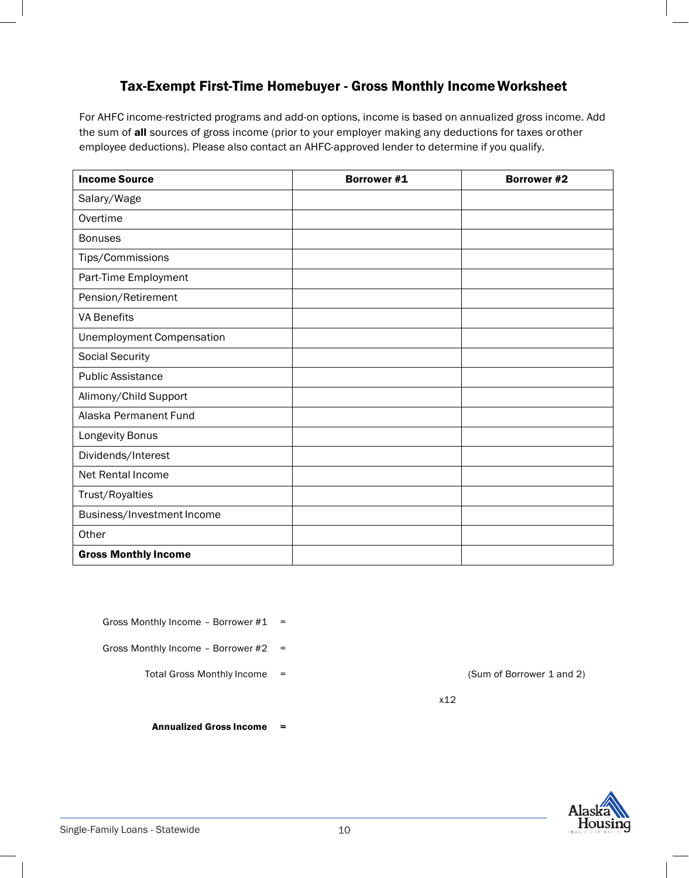## Tax-Exempt First-Time Homebuyer - Gross Monthly Income Worksheet

For AHFC income-restricted programs and add-on options, income is based on annualized gross income. Add the sum of **all** sources of gross income (prior to your employer making any deductions for taxes or other employee deductions). Please also contact an AHFC-approved lender to determine if you qualify.

| **Income Source** | **Borrower #1** | **Borrower #2** |
|---|---|---|
| Salary/Wage | | |
| Overtime | | |
| Bonuses | | |
| Tips/Commissions | | |
| Part-Time Employment | | |
| Pension/Retirement | | |
| VA Benefits | | |
| Unemployment Compensation | | |
| Social Security | | |
| Public Assistance | | |
| Alimony/Child Support | | |
| Alaska Permanent Fund | | |
| Longevity Bonus | | |
| Dividends/Interest | | |
| Net Rental Income | | |
| Trust/Royalties | | |
| Business/Investment Income | | |
| Other | | |
| **Gross Monthly Income** | | |

Gross Monthly Income – Borrower #1 =

Gross Monthly Income – Borrower #2 =

Total Gross Monthly Income = (Sum of Borrower 1 and 2)

x12

**Annualized Gross Income =**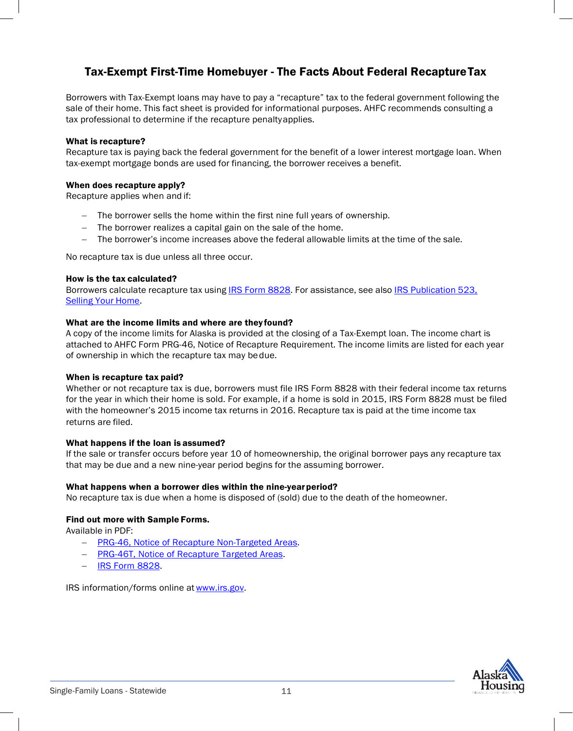# Tax-Exempt First-Time Homebuyer - The Facts About Federal Recapture Tax

Borrowers with Tax-Exempt loans may have to pay a "recapture" tax to the federal government following the sale of their home. This fact sheet is provided for informational purposes. AHFC recommends consulting a tax professional to determine if the recapture penalty applies.

**What is recapture?**
Recapture tax is paying back the federal government for the benefit of a lower interest mortgage loan. When tax-exempt mortgage bonds are used for financing, the borrower receives a benefit.

**When does recapture apply?**
Recapture applies when and if:

- The borrower sells the home within the first nine full years of ownership.
- The borrower realizes a capital gain on the sale of the home.
- The borrower's income increases above the federal allowable limits at the time of the sale.

No recapture tax is due unless all three occur.

**How is the tax calculated?**
Borrowers calculate recapture tax using IRS Form 8828. For assistance, see also IRS Publication 523, Selling Your Home.

**What are the income limits and where are they found?**
A copy of the income limits for Alaska is provided at the closing of a Tax-Exempt loan. The income chart is attached to AHFC Form PRG-46, Notice of Recapture Requirement. The income limits are listed for each year of ownership in which the recapture tax may be due.

**When is recapture tax paid?**
Whether or not recapture tax is due, borrowers must file IRS Form 8828 with their federal income tax returns for the year in which their home is sold. For example, if a home is sold in 2015, IRS Form 8828 must be filed with the homeowner's 2015 income tax returns in 2016. Recapture tax is paid at the time income tax returns are filed.

**What happens if the loan is assumed?**
If the sale or transfer occurs before year 10 of homeownership, the original borrower pays any recapture tax that may be due and a new nine-year period begins for the assuming borrower.

**What happens when a borrower dies within the nine-year period?**
No recapture tax is due when a home is disposed of (sold) due to the death of the homeowner.

**Find out more with Sample Forms.**
Available in PDF:

- PRG-46, Notice of Recapture Non-Targeted Areas.
- PRG-46T, Notice of Recapture Targeted Areas.
- IRS Form 8828.

IRS information/forms online at www.irs.gov.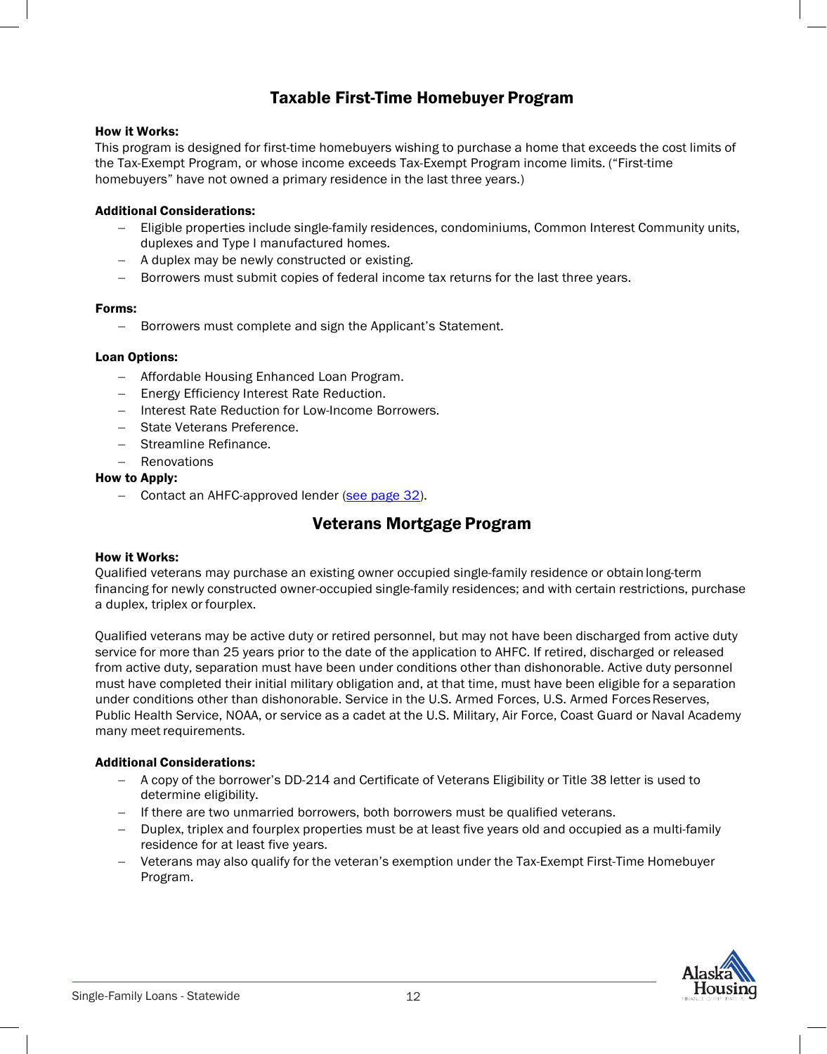## Taxable First-Time Homebuyer Program

**How it Works:**
This program is designed for first-time homebuyers wishing to purchase a home that exceeds the cost limits of the Tax-Exempt Program, or whose income exceeds Tax-Exempt Program income limits. ("First-time homebuyers" have not owned a primary residence in the last three years.)

**Additional Considerations:**

- Eligible properties include single-family residences, condominiums, Common Interest Community units, duplexes and Type I manufactured homes.
- A duplex may be newly constructed or existing.
- Borrowers must submit copies of federal income tax returns for the last three years.

**Forms:**

- Borrowers must complete and sign the Applicant's Statement.

**Loan Options:**

- Affordable Housing Enhanced Loan Program.
- Energy Efficiency Interest Rate Reduction.
- Interest Rate Reduction for Low-Income Borrowers.
- State Veterans Preference.
- Streamline Refinance.
- Renovations

**How to Apply:**

- Contact an AHFC-approved lender (see page 32).

## Veterans Mortgage Program

**How it Works:**
Qualified veterans may purchase an existing owner occupied single-family residence or obtain long-term financing for newly constructed owner-occupied single-family residences; and with certain restrictions, purchase a duplex, triplex or fourplex.

Qualified veterans may be active duty or retired personnel, but may not have been discharged from active duty service for more than 25 years prior to the date of the application to AHFC. If retired, discharged or released from active duty, separation must have been under conditions other than dishonorable. Active duty personnel must have completed their initial military obligation and, at that time, must have been eligible for a separation under conditions other than dishonorable. Service in the U.S. Armed Forces, U.S. Armed Forces Reserves, Public Health Service, NOAA, or service as a cadet at the U.S. Military, Air Force, Coast Guard or Naval Academy many meet requirements.

**Additional Considerations:**

- A copy of the borrower's DD-214 and Certificate of Veterans Eligibility or Title 38 letter is used to determine eligibility.
- If there are two unmarried borrowers, both borrowers must be qualified veterans.
- Duplex, triplex and fourplex properties must be at least five years old and occupied as a multi-family residence for at least five years.
- Veterans may also qualify for the veteran's exemption under the Tax-Exempt First-Time Homebuyer Program.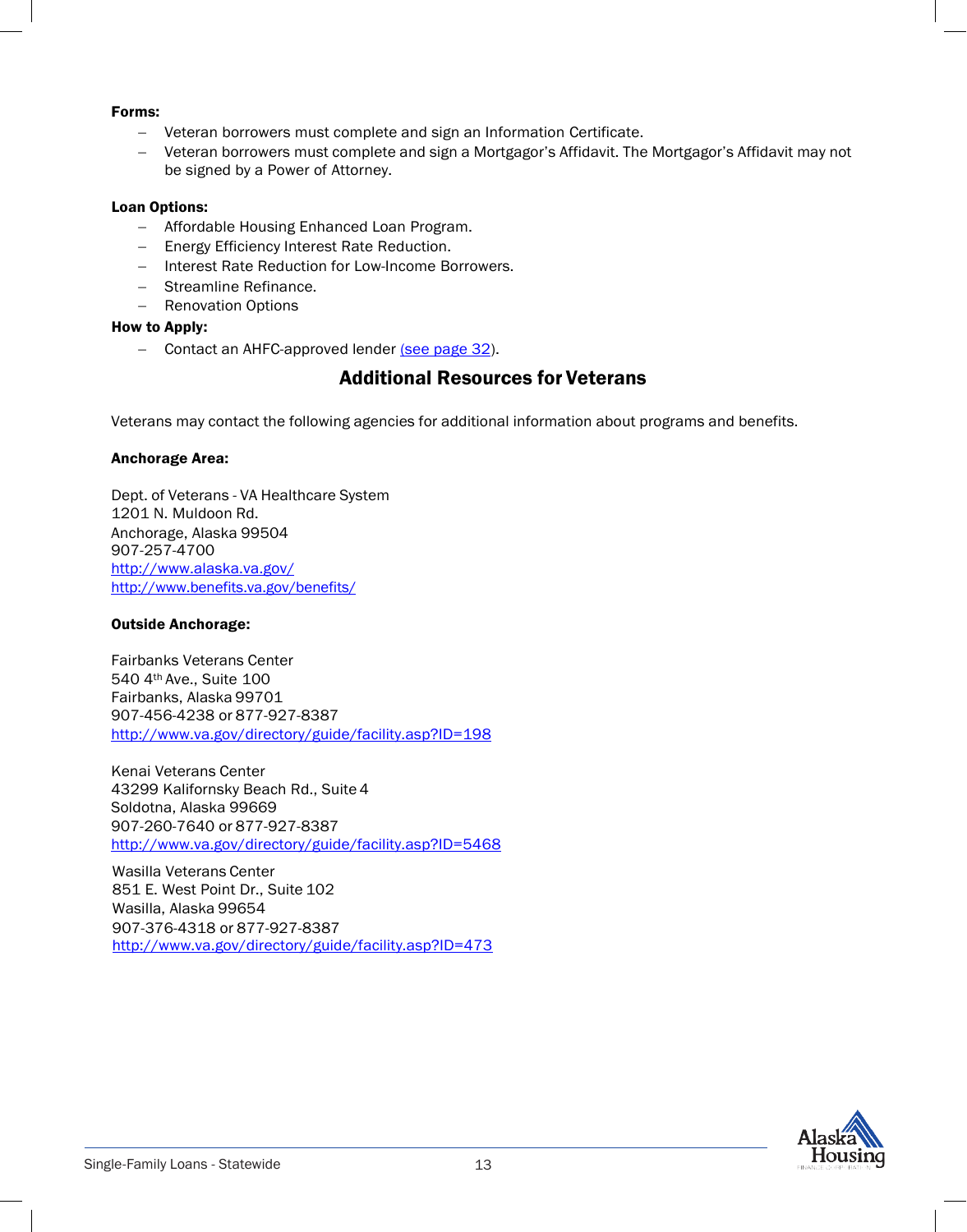**Forms:**

- Veteran borrowers must complete and sign an Information Certificate.
- Veteran borrowers must complete and sign a Mortgagor's Affidavit. The Mortgagor's Affidavit may not be signed by a Power of Attorney.

**Loan Options:**

- Affordable Housing Enhanced Loan Program.
- Energy Efficiency Interest Rate Reduction.
- Interest Rate Reduction for Low-Income Borrowers.
- Streamline Refinance.
- Renovation Options

**How to Apply:**

- Contact an AHFC-approved lender (see page 32).

## Additional Resources for Veterans

Veterans may contact the following agencies for additional information about programs and benefits.

**Anchorage Area:**

Dept. of Veterans - VA Healthcare System
1201 N. Muldoon Rd.
Anchorage, Alaska 99504
907-257-4700
http://www.alaska.va.gov/
http://www.benefits.va.gov/benefits/

**Outside Anchorage:**

Fairbanks Veterans Center
540 4th Ave., Suite 100
Fairbanks, Alaska 99701
907-456-4238 or 877-927-8387
http://www.va.gov/directory/guide/facility.asp?ID=198

Kenai Veterans Center
43299 Kalifornsky Beach Rd., Suite 4
Soldotna, Alaska 99669
907-260-7640 or 877-927-8387
http://www.va.gov/directory/guide/facility.asp?ID=5468

Wasilla Veterans Center
851 E. West Point Dr., Suite 102
Wasilla, Alaska 99654
907-376-4318 or 877-927-8387
http://www.va.gov/directory/guide/facility.asp?ID=473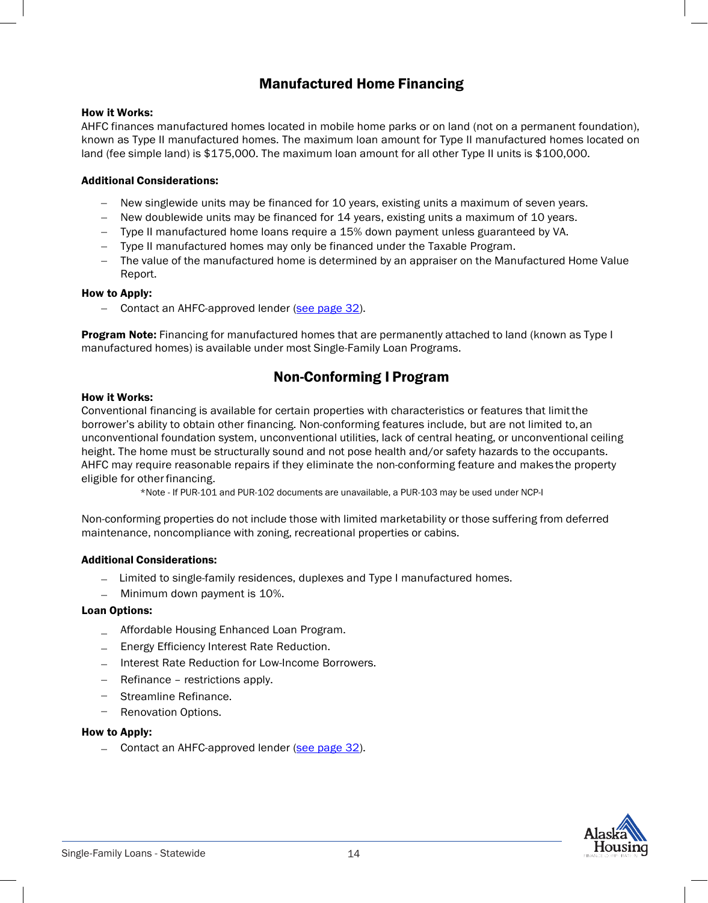## Manufactured Home Financing

**How it Works:**
AHFC finances manufactured homes located in mobile home parks or on land (not on a permanent foundation), known as Type II manufactured homes. The maximum loan amount for Type II manufactured homes located on land (fee simple land) is $175,000. The maximum loan amount for all other Type II units is $100,000.

**Additional Considerations:**

- New singlewide units may be financed for 10 years, existing units a maximum of seven years.
- New doublewide units may be financed for 14 years, existing units a maximum of 10 years.
- Type II manufactured home loans require a 15% down payment unless guaranteed by VA.
- Type II manufactured homes may only be financed under the Taxable Program.
- The value of the manufactured home is determined by an appraiser on the Manufactured Home Value Report.

**How to Apply:**

- Contact an AHFC-approved lender (see page 32).

**Program Note:** Financing for manufactured homes that are permanently attached to land (known as Type I manufactured homes) is available under most Single-Family Loan Programs.

## Non-Conforming I Program

**How it Works:**
Conventional financing is available for certain properties with characteristics or features that limit the borrower's ability to obtain other financing. Non-conforming features include, but are not limited to, an unconventional foundation system, unconventional utilities, lack of central heating, or unconventional ceiling height. The home must be structurally sound and not pose health and/or safety hazards to the occupants. AHFC may require reasonable repairs if they eliminate the non-conforming feature and makes the property eligible for other financing.

*Note - If PUR-101 and PUR-102 documents are unavailable, a PUR-103 may be used under NCP-I

Non-conforming properties do not include those with limited marketability or those suffering from deferred maintenance, noncompliance with zoning, recreational properties or cabins.

**Additional Considerations:**

- Limited to single-family residences, duplexes and Type I manufactured homes.
- Minimum down payment is 10%.

**Loan Options:**

- Affordable Housing Enhanced Loan Program.
- Energy Efficiency Interest Rate Reduction.
- Interest Rate Reduction for Low-Income Borrowers.
- Refinance – restrictions apply.
- Streamline Refinance.
- Renovation Options.

**How to Apply:**

- Contact an AHFC-approved lender (see page 32).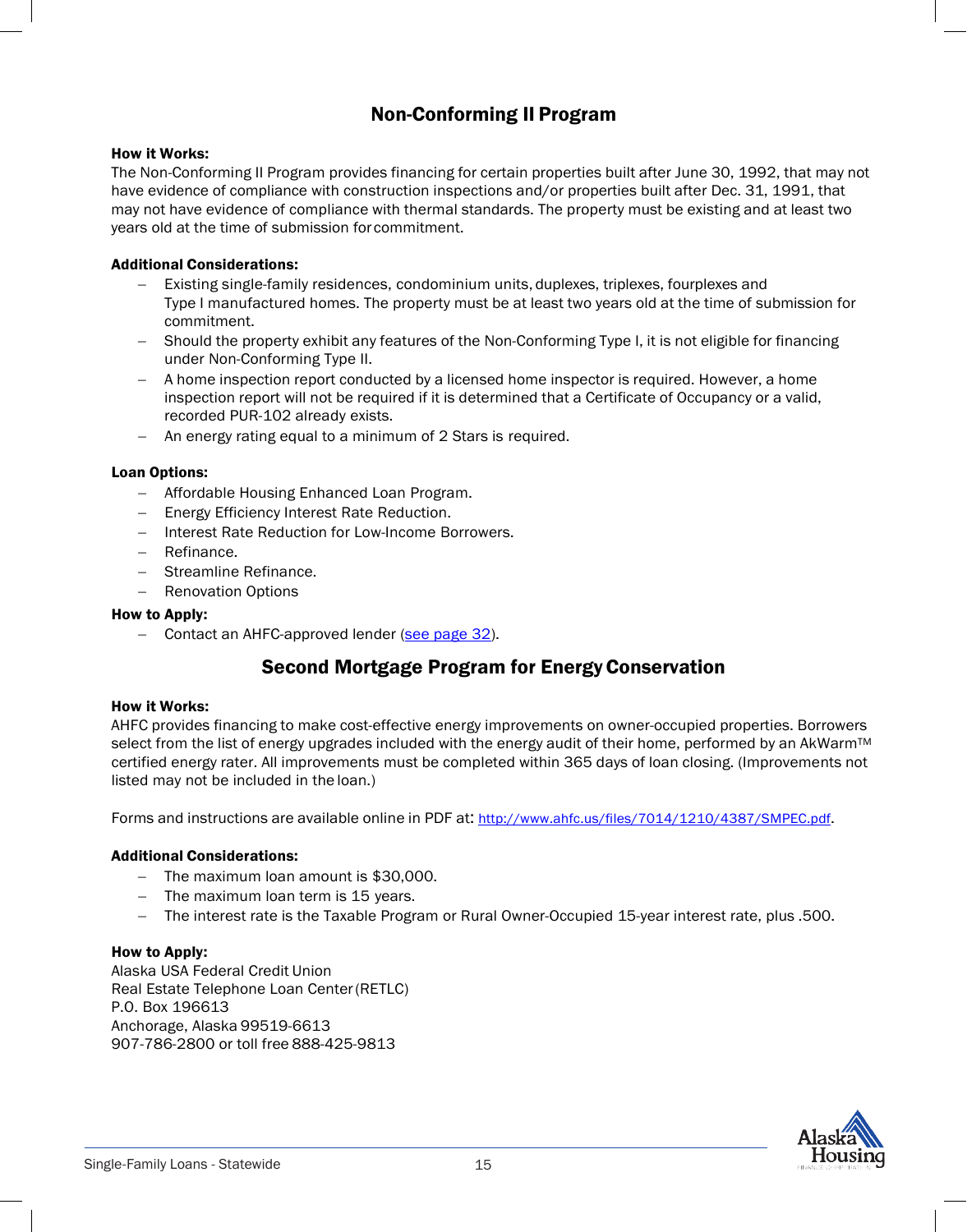## Non-Conforming II Program

**How it Works:**

The Non-Conforming II Program provides financing for certain properties built after June 30, 1992, that may not have evidence of compliance with construction inspections and/or properties built after Dec. 31, 1991, that may not have evidence of compliance with thermal standards. The property must be existing and at least two years old at the time of submission for commitment.

**Additional Considerations:**

- Existing single-family residences, condominium units, duplexes, triplexes, fourplexes and Type I manufactured homes. The property must be at least two years old at the time of submission for commitment.
- Should the property exhibit any features of the Non-Conforming Type I, it is not eligible for financing under Non-Conforming Type II.
- A home inspection report conducted by a licensed home inspector is required. However, a home inspection report will not be required if it is determined that a Certificate of Occupancy or a valid, recorded PUR-102 already exists.
- An energy rating equal to a minimum of 2 Stars is required.

**Loan Options:**

- Affordable Housing Enhanced Loan Program.
- Energy Efficiency Interest Rate Reduction.
- Interest Rate Reduction for Low-Income Borrowers.
- Refinance.
- Streamline Refinance.
- Renovation Options

**How to Apply:**

- Contact an AHFC-approved lender (see page 32).

## Second Mortgage Program for Energy Conservation

**How it Works:**

AHFC provides financing to make cost-effective energy improvements on owner-occupied properties. Borrowers select from the list of energy upgrades included with the energy audit of their home, performed by an AkWarm™ certified energy rater. All improvements must be completed within 365 days of loan closing. (Improvements not listed may not be included in the loan.)

Forms and instructions are available online in PDF at: http://www.ahfc.us/files/7014/1210/4387/SMPEC.pdf.

**Additional Considerations:**

- The maximum loan amount is $30,000.
- The maximum loan term is 15 years.
- The interest rate is the Taxable Program or Rural Owner-Occupied 15-year interest rate, plus .500.

**How to Apply:**

Alaska USA Federal Credit Union
Real Estate Telephone Loan Center (RETLC)
P.O. Box 196613
Anchorage, Alaska 99519-6613
907-786-2800 or toll free 888-425-9813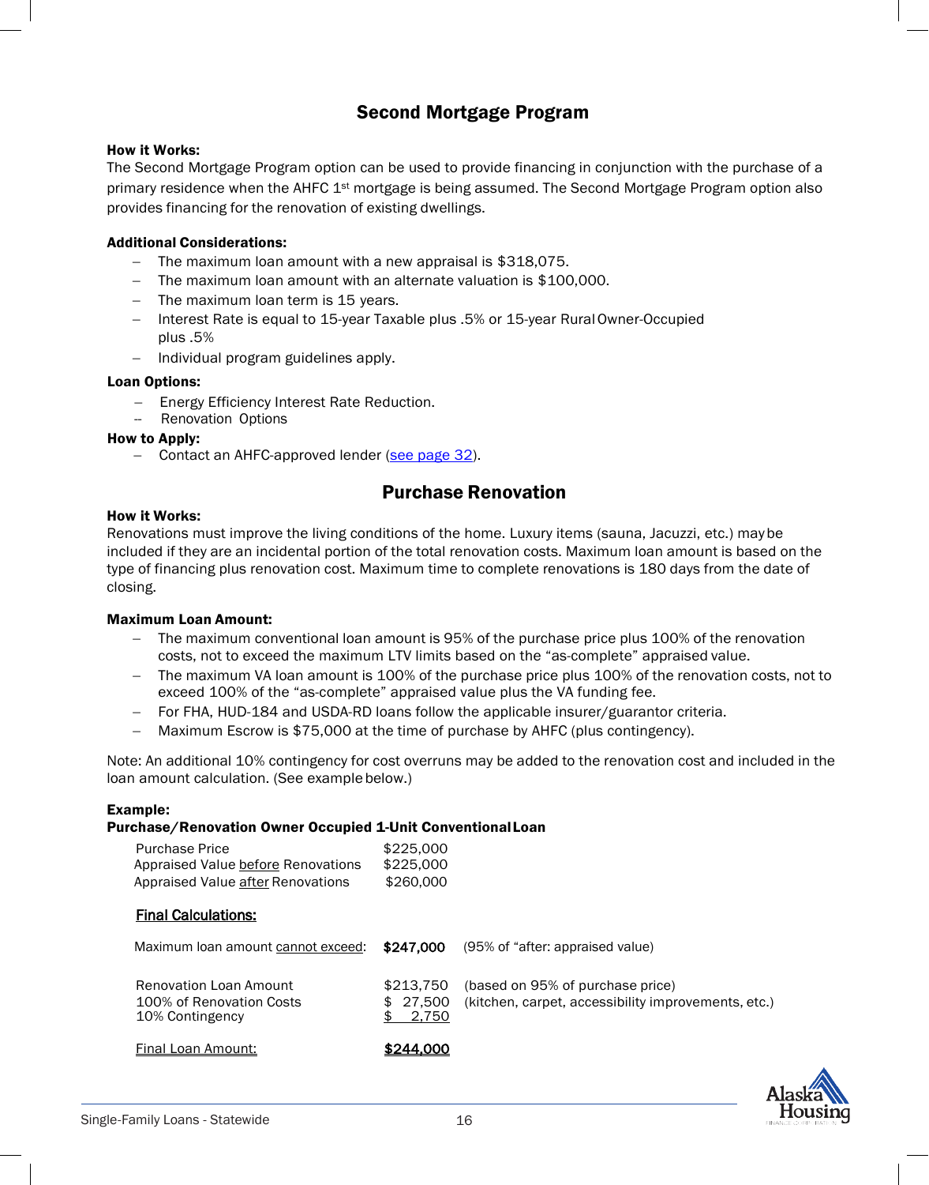## Second Mortgage Program

**How it Works:**
The Second Mortgage Program option can be used to provide financing in conjunction with the purchase of a primary residence when the AHFC 1st mortgage is being assumed. The Second Mortgage Program option also provides financing for the renovation of existing dwellings.

**Additional Considerations:**

- The maximum loan amount with a new appraisal is $318,075.
- The maximum loan amount with an alternate valuation is $100,000.
- The maximum loan term is 15 years.
- Interest Rate is equal to 15-year Taxable plus .5% or 15-year Rural Owner-Occupied plus .5%
- Individual program guidelines apply.

**Loan Options:**

- Energy Efficiency Interest Rate Reduction.
- Renovation Options

**How to Apply:**

- Contact an AHFC-approved lender (see page 32).

## Purchase Renovation

**How it Works:**
Renovations must improve the living conditions of the home. Luxury items (sauna, Jacuzzi, etc.) may be included if they are an incidental portion of the total renovation costs. Maximum loan amount is based on the type of financing plus renovation cost. Maximum time to complete renovations is 180 days from the date of closing.

**Maximum Loan Amount:**

- The maximum conventional loan amount is 95% of the purchase price plus 100% of the renovation costs, not to exceed the maximum LTV limits based on the "as-complete" appraised value.
- The maximum VA loan amount is 100% of the purchase price plus 100% of the renovation costs, not to exceed 100% of the "as-complete" appraised value plus the VA funding fee.
- For FHA, HUD-184 and USDA-RD loans follow the applicable insurer/guarantor criteria.
- Maximum Escrow is $75,000 at the time of purchase by AHFC (plus contingency).

Note: An additional 10% contingency for cost overruns may be added to the renovation cost and included in the loan amount calculation. (See example below.)

**Example:**
**Purchase/Renovation Owner Occupied 1-Unit Conventional Loan**

| | |
|---|---|
| Purchase Price | $225,000 |
| Appraised Value before Renovations | $225,000 |
| Appraised Value after Renovations | $260,000 |

**Final Calculations:**

| | | |
|---|---|---|
| Maximum loan amount cannot exceed: | **$247,000** | (95% of "after: appraised value) |
| Renovation Loan Amount | $213,750 | (based on 95% of purchase price) |
| 100% of Renovation Costs | $ 27,500 | (kitchen, carpet, accessibility improvements, etc.) |
| 10% Contingency | $ 2,750 | |
| Final Loan Amount: | **$244,000** | |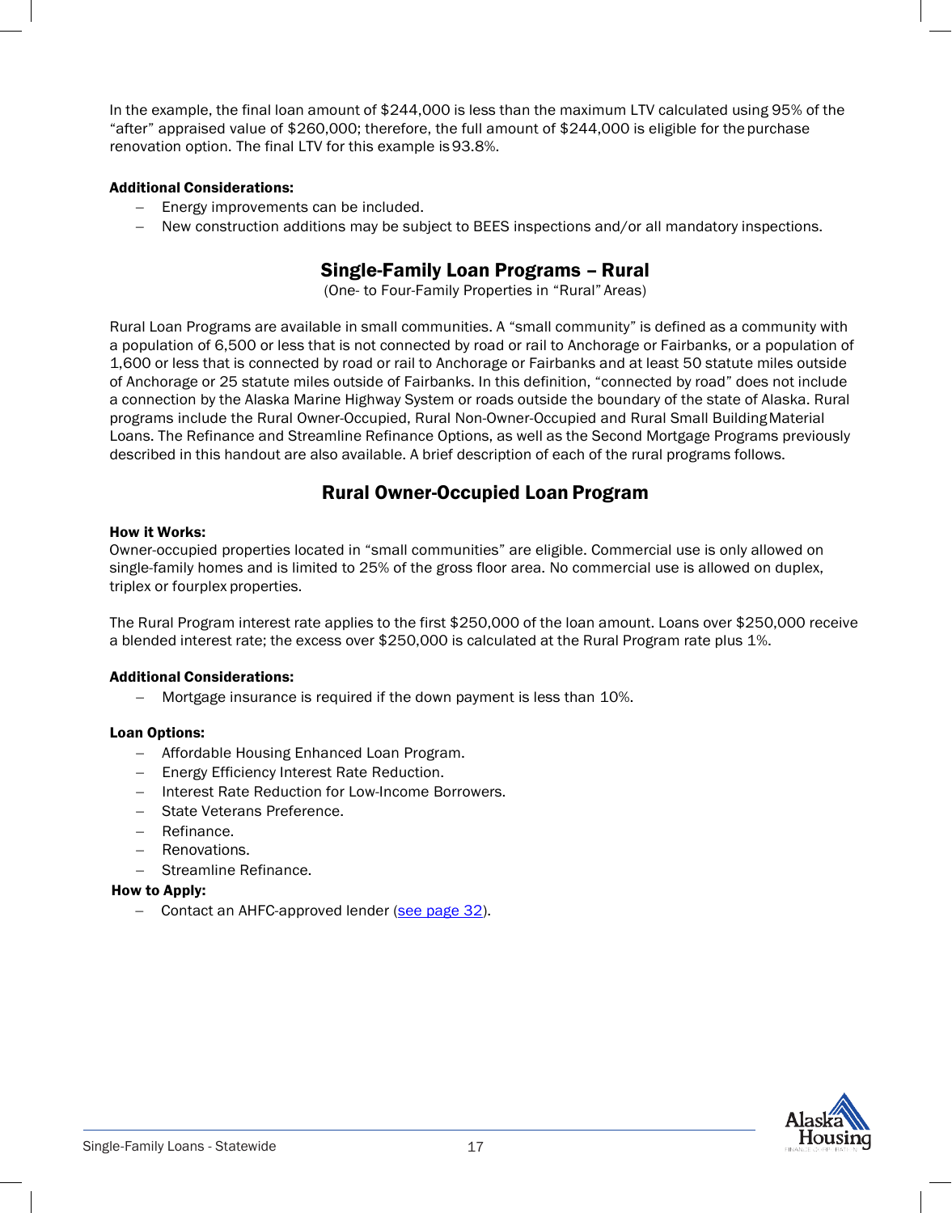In the example, the final loan amount of $244,000 is less than the maximum LTV calculated using 95% of the "after" appraised value of $260,000; therefore, the full amount of $244,000 is eligible for the purchase renovation option. The final LTV for this example is 93.8%.

**Additional Considerations:**

- Energy improvements can be included.
- New construction additions may be subject to BEES inspections and/or all mandatory inspections.

## Single-Family Loan Programs – Rural

(One- to Four-Family Properties in "Rural" Areas)

Rural Loan Programs are available in small communities. A "small community" is defined as a community with a population of 6,500 or less that is not connected by road or rail to Anchorage or Fairbanks, or a population of 1,600 or less that is connected by road or rail to Anchorage or Fairbanks and at least 50 statute miles outside of Anchorage or 25 statute miles outside of Fairbanks. In this definition, "connected by road" does not include a connection by the Alaska Marine Highway System or roads outside the boundary of the state of Alaska. Rural programs include the Rural Owner-Occupied, Rural Non-Owner-Occupied and Rural Small Building Material Loans. The Refinance and Streamline Refinance Options, as well as the Second Mortgage Programs previously described in this handout are also available. A brief description of each of the rural programs follows.

## Rural Owner-Occupied Loan Program

**How it Works:**

Owner-occupied properties located in "small communities" are eligible. Commercial use is only allowed on single-family homes and is limited to 25% of the gross floor area. No commercial use is allowed on duplex, triplex or fourplex properties.

The Rural Program interest rate applies to the first $250,000 of the loan amount. Loans over $250,000 receive a blended interest rate; the excess over $250,000 is calculated at the Rural Program rate plus 1%.

**Additional Considerations:**

- Mortgage insurance is required if the down payment is less than 10%.

**Loan Options:**

- Affordable Housing Enhanced Loan Program.
- Energy Efficiency Interest Rate Reduction.
- Interest Rate Reduction for Low-Income Borrowers.
- State Veterans Preference.
- Refinance.
- Renovations.
- Streamline Refinance.

**How to Apply:**

- Contact an AHFC-approved lender (see page 32).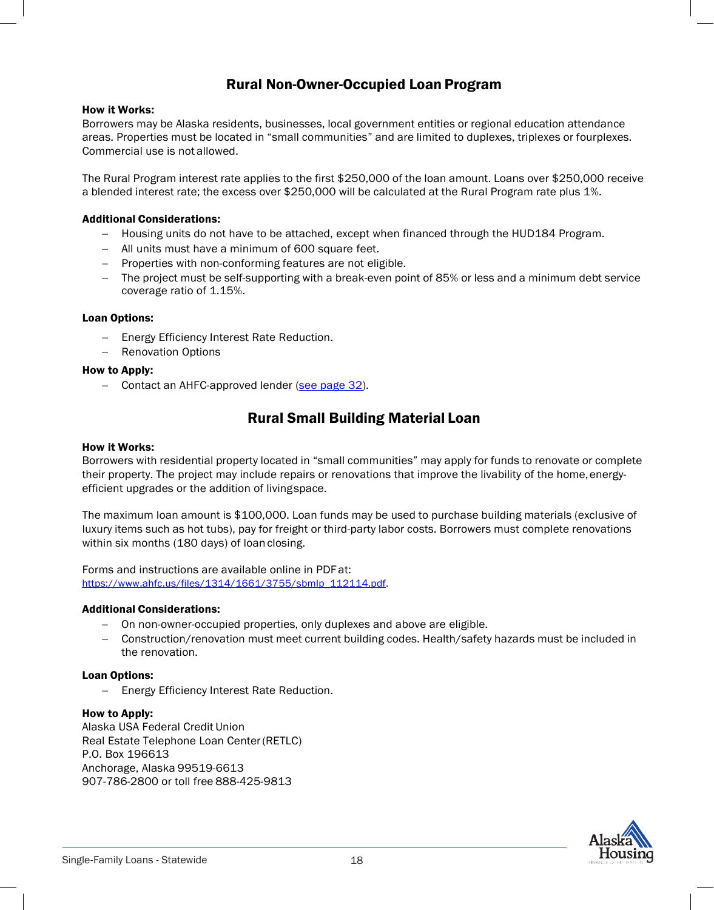## Rural Non-Owner-Occupied Loan Program

**How it Works:**
Borrowers may be Alaska residents, businesses, local government entities or regional education attendance areas. Properties must be located in “small communities” and are limited to duplexes, triplexes or fourplexes. Commercial use is not allowed.

The Rural Program interest rate applies to the first $250,000 of the loan amount. Loans over $250,000 receive a blended interest rate; the excess over $250,000 will be calculated at the Rural Program rate plus 1%.

**Additional Considerations:**

- Housing units do not have to be attached, except when financed through the HUD184 Program.
- All units must have a minimum of 600 square feet.
- Properties with non-conforming features are not eligible.
- The project must be self-supporting with a break-even point of 85% or less and a minimum debt service coverage ratio of 1.15%.

**Loan Options:**

- Energy Efficiency Interest Rate Reduction.
- Renovation Options

**How to Apply:**

- Contact an AHFC-approved lender (see page 32).

## Rural Small Building Material Loan

**How it Works:**
Borrowers with residential property located in “small communities” may apply for funds to renovate or complete their property. The project may include repairs or renovations that improve the livability of the home, energy-efficient upgrades or the addition of living space.

The maximum loan amount is $100,000. Loan funds may be used to purchase building materials (exclusive of luxury items such as hot tubs), pay for freight or third-party labor costs. Borrowers must complete renovations within six months (180 days) of loan closing.

Forms and instructions are available online in PDF at:
https://www.ahfc.us/files/1314/1661/3755/sbmlp_112114.pdf.

**Additional Considerations:**

- On non-owner-occupied properties, only duplexes and above are eligible.
- Construction/renovation must meet current building codes. Health/safety hazards must be included in the renovation.

**Loan Options:**

- Energy Efficiency Interest Rate Reduction.

**How to Apply:**
Alaska USA Federal Credit Union
Real Estate Telephone Loan Center (RETLC)
P.O. Box 196613
Anchorage, Alaska 99519-6613
907-786-2800 or toll free 888-425-9813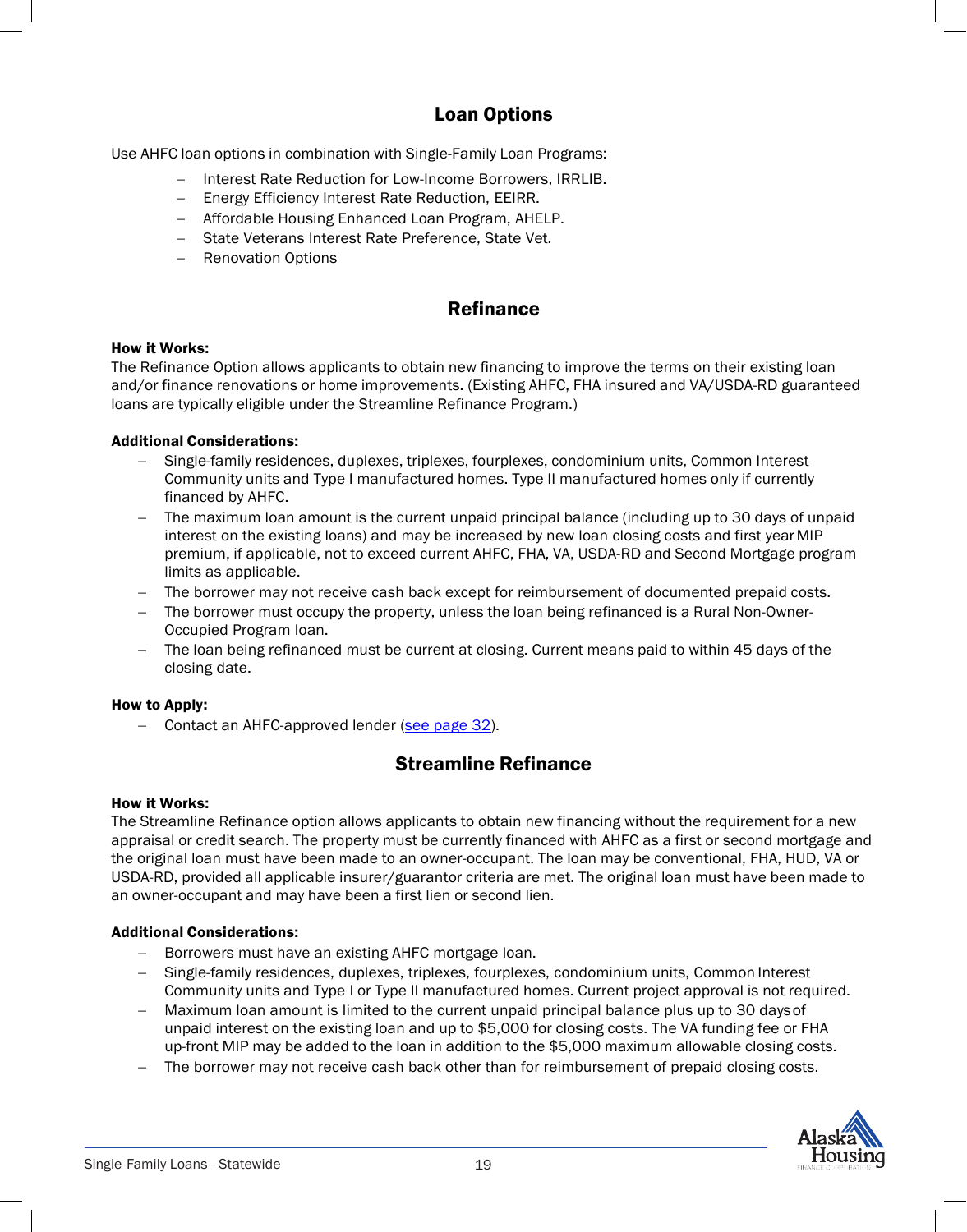## Loan Options

Use AHFC loan options in combination with Single-Family Loan Programs:

- Interest Rate Reduction for Low-Income Borrowers, IRRLIB.
- Energy Efficiency Interest Rate Reduction, EEIRR.
- Affordable Housing Enhanced Loan Program, AHELP.
- State Veterans Interest Rate Preference, State Vet.
- Renovation Options

## Refinance

**How it Works:**
The Refinance Option allows applicants to obtain new financing to improve the terms on their existing loan and/or finance renovations or home improvements. (Existing AHFC, FHA insured and VA/USDA-RD guaranteed loans are typically eligible under the Streamline Refinance Program.)

**Additional Considerations:**

- Single-family residences, duplexes, triplexes, fourplexes, condominium units, Common Interest Community units and Type I manufactured homes. Type II manufactured homes only if currently financed by AHFC.
- The maximum loan amount is the current unpaid principal balance (including up to 30 days of unpaid interest on the existing loans) and may be increased by new loan closing costs and first year MIP premium, if applicable, not to exceed current AHFC, FHA, VA, USDA-RD and Second Mortgage program limits as applicable.
- The borrower may not receive cash back except for reimbursement of documented prepaid costs.
- The borrower must occupy the property, unless the loan being refinanced is a Rural Non-Owner-Occupied Program loan.
- The loan being refinanced must be current at closing. Current means paid to within 45 days of the closing date.

**How to Apply:**

- Contact an AHFC-approved lender (see page 32).

## Streamline Refinance

**How it Works:**
The Streamline Refinance option allows applicants to obtain new financing without the requirement for a new appraisal or credit search. The property must be currently financed with AHFC as a first or second mortgage and the original loan must have been made to an owner-occupant. The loan may be conventional, FHA, HUD, VA or USDA-RD, provided all applicable insurer/guarantor criteria are met. The original loan must have been made to an owner-occupant and may have been a first lien or second lien.

**Additional Considerations:**

- Borrowers must have an existing AHFC mortgage loan.
- Single-family residences, duplexes, triplexes, fourplexes, condominium units, Common Interest Community units and Type I or Type II manufactured homes. Current project approval is not required.
- Maximum loan amount is limited to the current unpaid principal balance plus up to 30 days of unpaid interest on the existing loan and up to $5,000 for closing costs. The VA funding fee or FHA up-front MIP may be added to the loan in addition to the $5,000 maximum allowable closing costs.
- The borrower may not receive cash back other than for reimbursement of prepaid closing costs.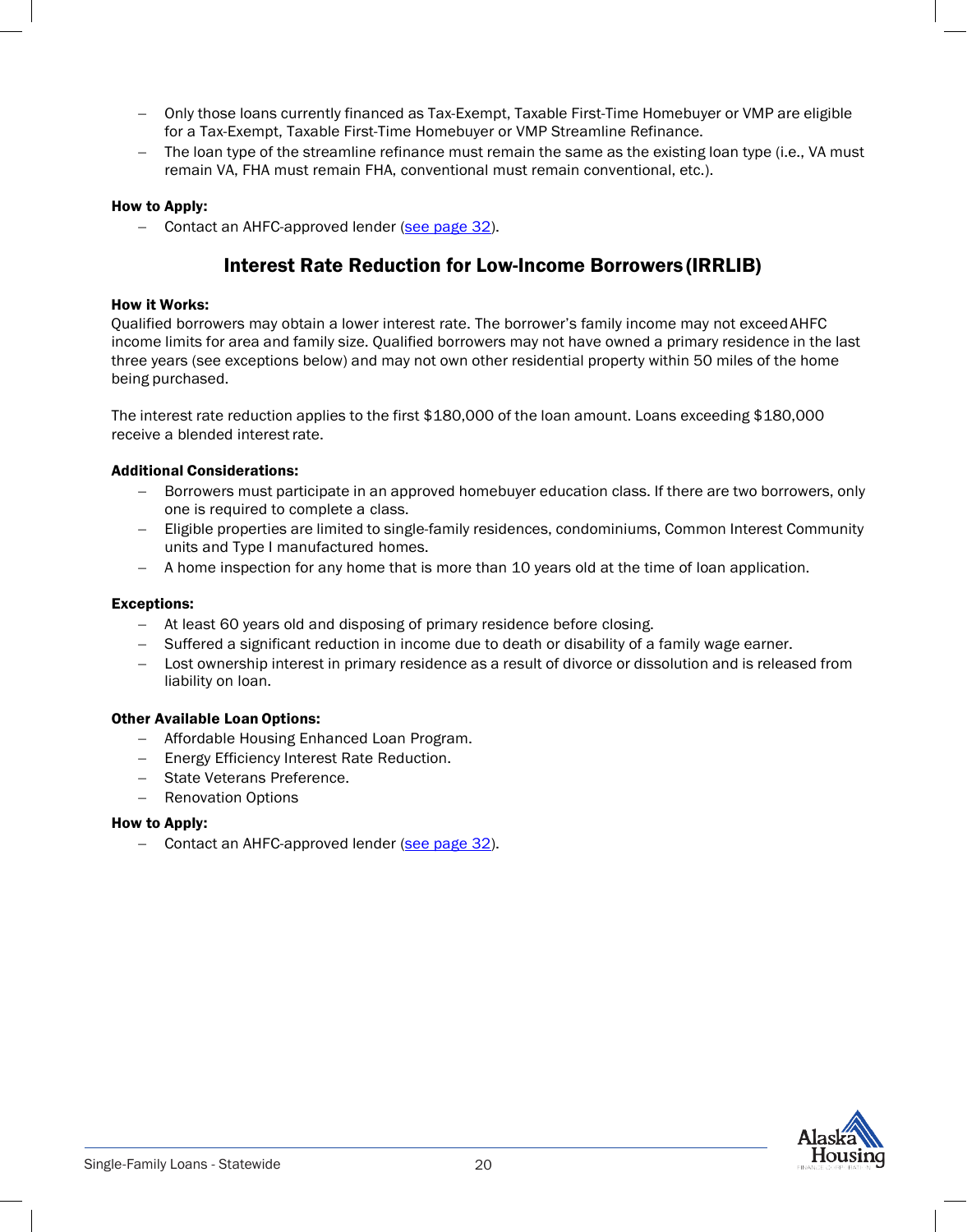- Only those loans currently financed as Tax-Exempt, Taxable First-Time Homebuyer or VMP are eligible for a Tax-Exempt, Taxable First-Time Homebuyer or VMP Streamline Refinance.
- The loan type of the streamline refinance must remain the same as the existing loan type (i.e., VA must remain VA, FHA must remain FHA, conventional must remain conventional, etc.).

**How to Apply:**

- Contact an AHFC-approved lender (see page 32).

## Interest Rate Reduction for Low-Income Borrowers (IRRLIB)

**How it Works:**

Qualified borrowers may obtain a lower interest rate. The borrower's family income may not exceed AHFC income limits for area and family size. Qualified borrowers may not have owned a primary residence in the last three years (see exceptions below) and may not own other residential property within 50 miles of the home being purchased.

The interest rate reduction applies to the first $180,000 of the loan amount. Loans exceeding $180,000 receive a blended interest rate.

**Additional Considerations:**

- Borrowers must participate in an approved homebuyer education class. If there are two borrowers, only one is required to complete a class.
- Eligible properties are limited to single-family residences, condominiums, Common Interest Community units and Type I manufactured homes.
- A home inspection for any home that is more than 10 years old at the time of loan application.

**Exceptions:**

- At least 60 years old and disposing of primary residence before closing.
- Suffered a significant reduction in income due to death or disability of a family wage earner.
- Lost ownership interest in primary residence as a result of divorce or dissolution and is released from liability on loan.

**Other Available Loan Options:**

- Affordable Housing Enhanced Loan Program.
- Energy Efficiency Interest Rate Reduction.
- State Veterans Preference.
- Renovation Options

**How to Apply:**

- Contact an AHFC-approved lender (see page 32).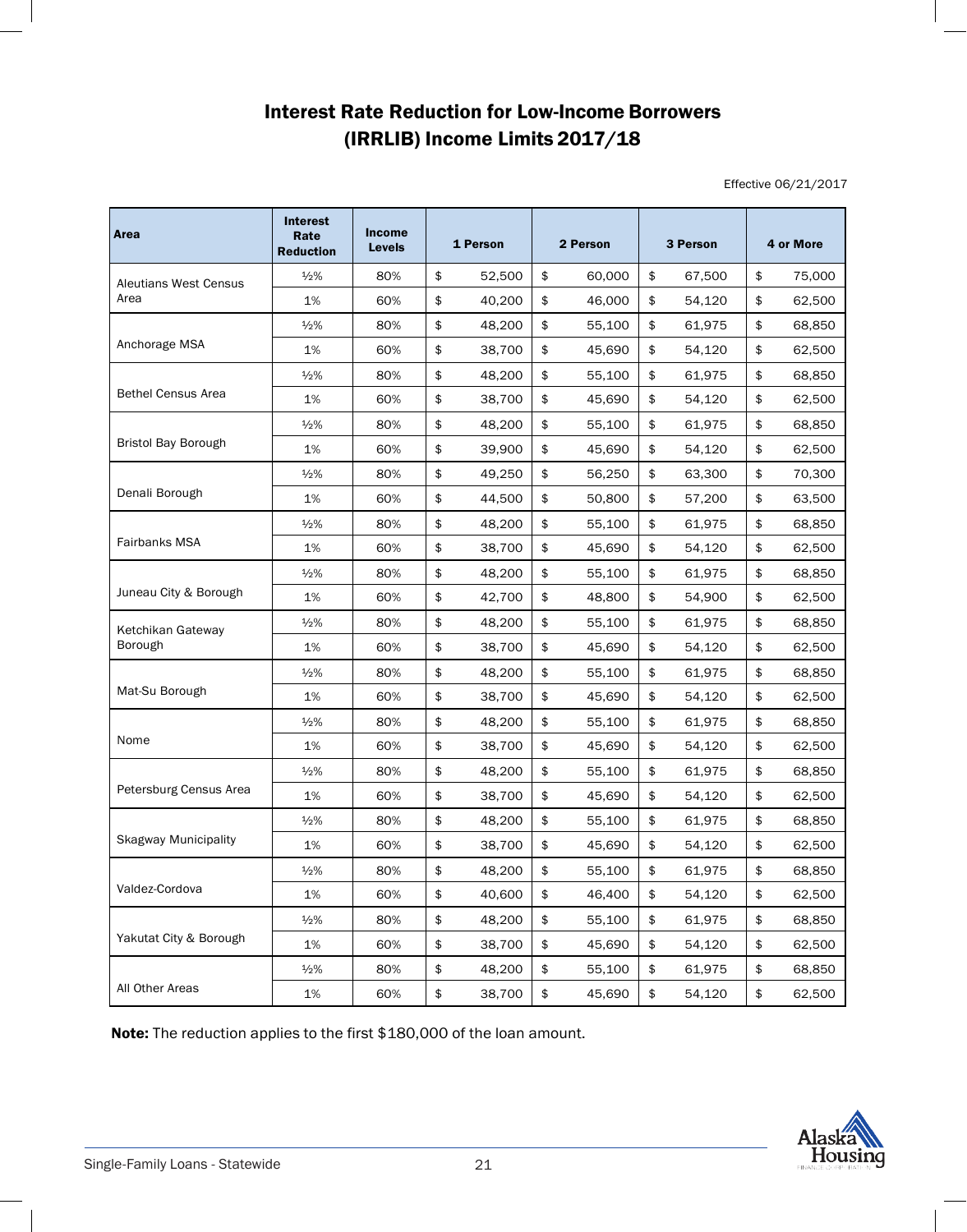# Interest Rate Reduction for Low-Income Borrowers (IRRLIB) Income Limits 2017/18

Effective 06/21/2017

| Area | Interest Rate Reduction | Income Levels | 1 Person | 2 Person | 3 Person | 4 or More |
|---|---|---|---|---|---|---|
| Aleutians West Census Area | ½% | 80% | $ 52,500 | $ 60,000 | $ 67,500 | $ 75,000 |
| | 1% | 60% | $ 40,200 | $ 46,000 | $ 54,120 | $ 62,500 |
| Anchorage MSA | ½% | 80% | $ 48,200 | $ 55,100 | $ 61,975 | $ 68,850 |
| | 1% | 60% | $ 38,700 | $ 45,690 | $ 54,120 | $ 62,500 |
| Bethel Census Area | ½% | 80% | $ 48,200 | $ 55,100 | $ 61,975 | $ 68,850 |
| | 1% | 60% | $ 38,700 | $ 45,690 | $ 54,120 | $ 62,500 |
| Bristol Bay Borough | ½% | 80% | $ 48,200 | $ 55,100 | $ 61,975 | $ 68,850 |
| | 1% | 60% | $ 39,900 | $ 45,690 | $ 54,120 | $ 62,500 |
| Denali Borough | ½% | 80% | $ 49,250 | $ 56,250 | $ 63,300 | $ 70,300 |
| | 1% | 60% | $ 44,500 | $ 50,800 | $ 57,200 | $ 63,500 |
| Fairbanks MSA | ½% | 80% | $ 48,200 | $ 55,100 | $ 61,975 | $ 68,850 |
| | 1% | 60% | $ 38,700 | $ 45,690 | $ 54,120 | $ 62,500 |
| Juneau City & Borough | ½% | 80% | $ 48,200 | $ 55,100 | $ 61,975 | $ 68,850 |
| | 1% | 60% | $ 42,700 | $ 48,800 | $ 54,900 | $ 62,500 |
| Ketchikan Gateway Borough | ½% | 80% | $ 48,200 | $ 55,100 | $ 61,975 | $ 68,850 |
| | 1% | 60% | $ 38,700 | $ 45,690 | $ 54,120 | $ 62,500 |
| Mat-Su Borough | ½% | 80% | $ 48,200 | $ 55,100 | $ 61,975 | $ 68,850 |
| | 1% | 60% | $ 38,700 | $ 45,690 | $ 54,120 | $ 62,500 |
| Nome | ½% | 80% | $ 48,200 | $ 55,100 | $ 61,975 | $ 68,850 |
| | 1% | 60% | $ 38,700 | $ 45,690 | $ 54,120 | $ 62,500 |
| Petersburg Census Area | ½% | 80% | $ 48,200 | $ 55,100 | $ 61,975 | $ 68,850 |
| | 1% | 60% | $ 38,700 | $ 45,690 | $ 54,120 | $ 62,500 |
| Skagway Municipality | ½% | 80% | $ 48,200 | $ 55,100 | $ 61,975 | $ 68,850 |
| | 1% | 60% | $ 38,700 | $ 45,690 | $ 54,120 | $ 62,500 |
| Valdez-Cordova | ½% | 80% | $ 48,200 | $ 55,100 | $ 61,975 | $ 68,850 |
| | 1% | 60% | $ 40,600 | $ 46,400 | $ 54,120 | $ 62,500 |
| Yakutat City & Borough | ½% | 80% | $ 48,200 | $ 55,100 | $ 61,975 | $ 68,850 |
| | 1% | 60% | $ 38,700 | $ 45,690 | $ 54,120 | $ 62,500 |
| All Other Areas | ½% | 80% | $ 48,200 | $ 55,100 | $ 61,975 | $ 68,850 |
| | 1% | 60% | $ 38,700 | $ 45,690 | $ 54,120 | $ 62,500 |

**Note:** The reduction applies to the first $180,000 of the loan amount.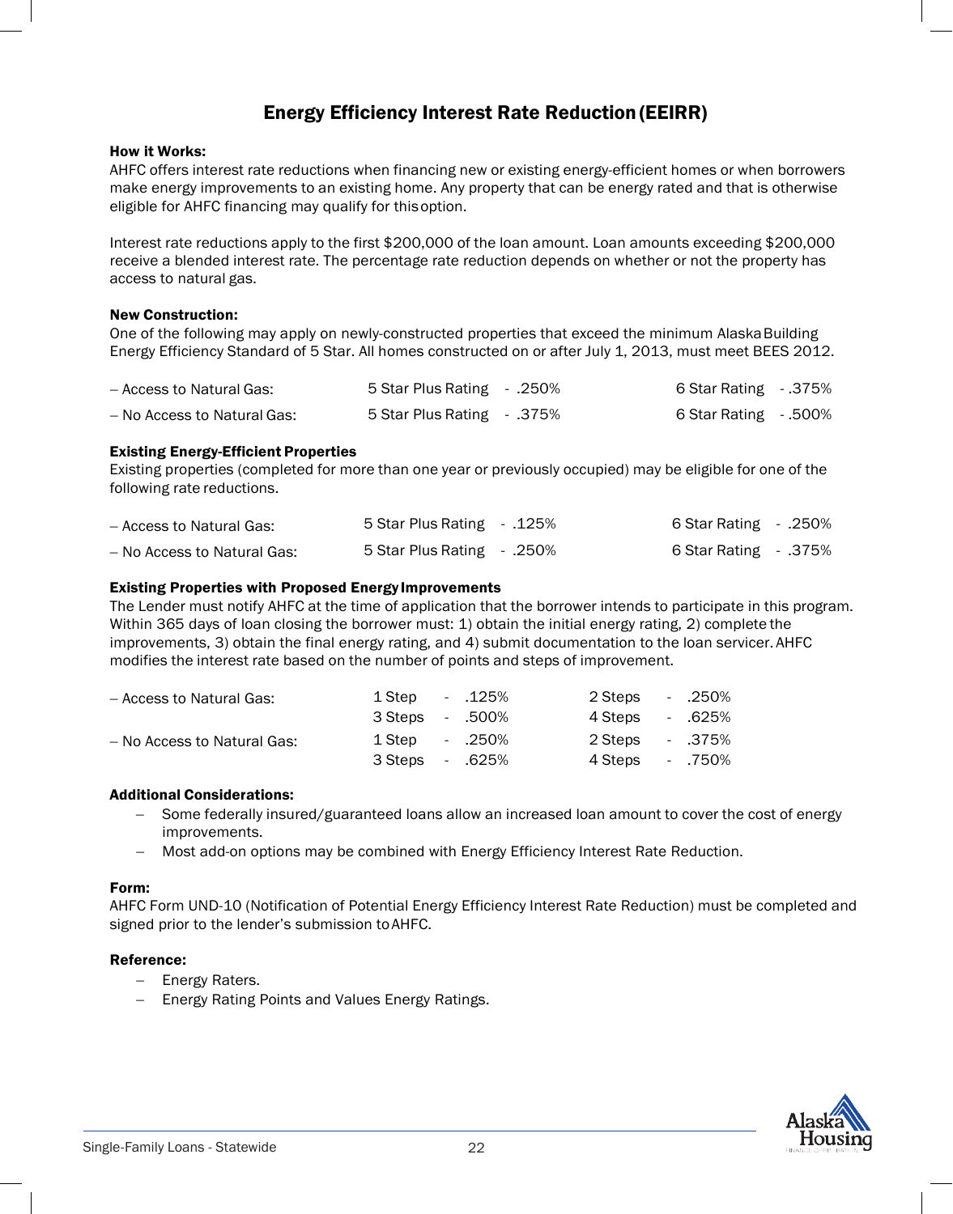# Energy Efficiency Interest Rate Reduction (EEIRR)

**How it Works:**

AHFC offers interest rate reductions when financing new or existing energy-efficient homes or when borrowers make energy improvements to an existing home. Any property that can be energy rated and that is otherwise eligible for AHFC financing may qualify for this option.

Interest rate reductions apply to the first $200,000 of the loan amount. Loan amounts exceeding $200,000 receive a blended interest rate. The percentage rate reduction depends on whether or not the property has access to natural gas.

**New Construction:**

One of the following may apply on newly-constructed properties that exceed the minimum Alaska Building Energy Efficiency Standard of 5 Star. All homes constructed on or after July 1, 2013, must meet BEES 2012.

| | | |
|---|---|---|
| – Access to Natural Gas: | 5 Star Plus Rating - .250% | 6 Star Rating - .375% |
| – No Access to Natural Gas: | 5 Star Plus Rating - .375% | 6 Star Rating - .500% |

**Existing Energy-Efficient Properties**

Existing properties (completed for more than one year or previously occupied) may be eligible for one of the following rate reductions.

| | | |
|---|---|---|
| – Access to Natural Gas: | 5 Star Plus Rating - .125% | 6 Star Rating - .250% |
| – No Access to Natural Gas: | 5 Star Plus Rating - .250% | 6 Star Rating - .375% |

**Existing Properties with Proposed Energy Improvements**

The Lender must notify AHFC at the time of application that the borrower intends to participate in this program. Within 365 days of loan closing the borrower must: 1) obtain the initial energy rating, 2) complete the improvements, 3) obtain the final energy rating, and 4) submit documentation to the loan servicer. AHFC modifies the interest rate based on the number of points and steps of improvement.

| | | |
|---|---|---|
| – Access to Natural Gas: | 1 Step - .125% | 2 Steps - .250% |
| | 3 Steps - .500% | 4 Steps - .625% |
| – No Access to Natural Gas: | 1 Step - .250% | 2 Steps - .375% |
| | 3 Steps - .625% | 4 Steps - .750% |

**Additional Considerations:**

- Some federally insured/guaranteed loans allow an increased loan amount to cover the cost of energy improvements.
- Most add-on options may be combined with Energy Efficiency Interest Rate Reduction.

**Form:**

AHFC Form UND-10 (Notification of Potential Energy Efficiency Interest Rate Reduction) must be completed and signed prior to the lender's submission to AHFC.

**Reference:**

- Energy Raters.
- Energy Rating Points and Values Energy Ratings.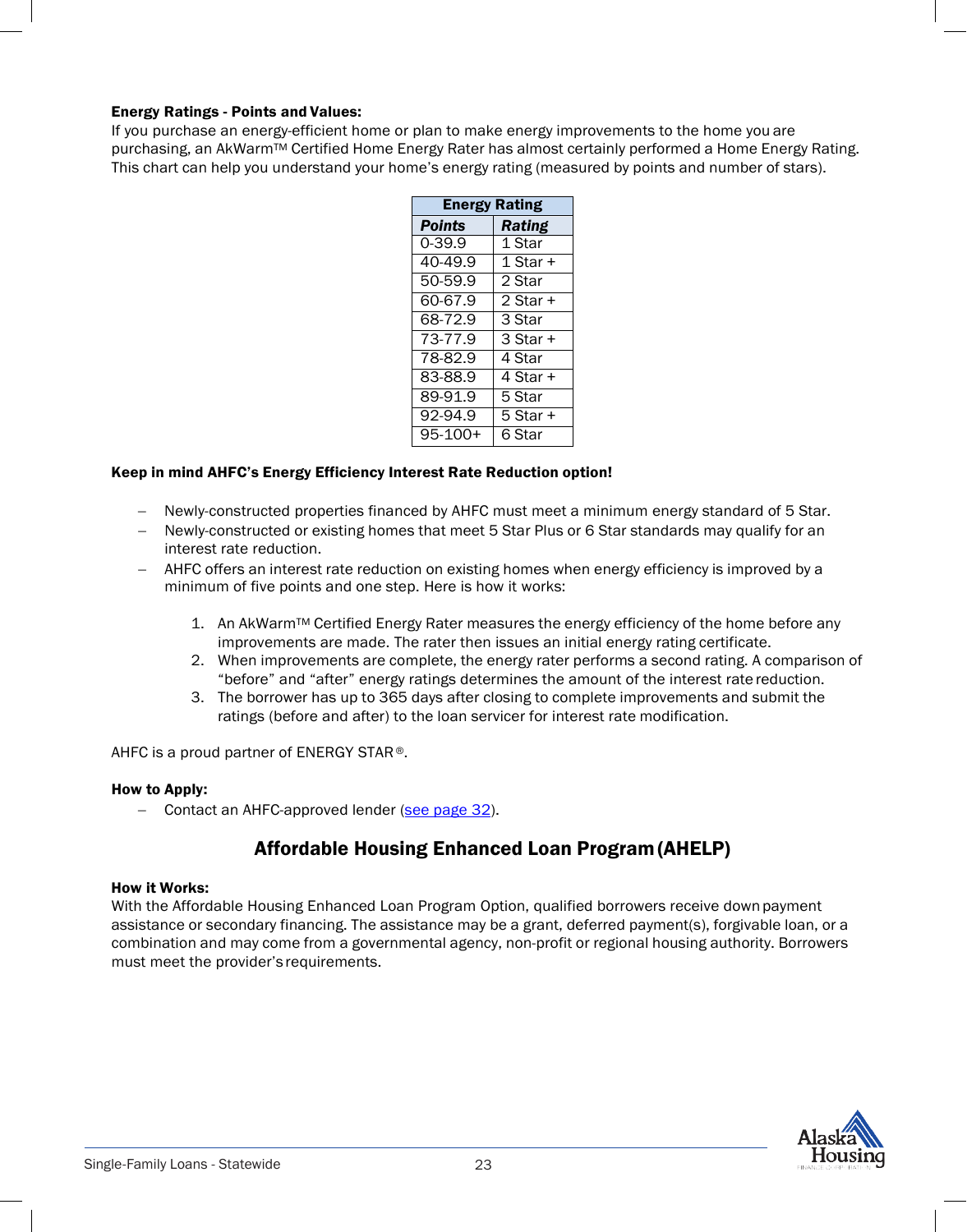**Energy Ratings - Points and Values:**
If you purchase an energy-efficient home or plan to make energy improvements to the home you are purchasing, an AkWarm™ Certified Home Energy Rater has almost certainly performed a Home Energy Rating. This chart can help you understand your home's energy rating (measured by points and number of stars).

| Energy Rating | |
|---|---|
| ***Points*** | ***Rating*** |
| 0-39.9 | 1 Star |
| 40-49.9 | 1 Star + |
| 50-59.9 | 2 Star |
| 60-67.9 | 2 Star + |
| 68-72.9 | 3 Star |
| 73-77.9 | 3 Star + |
| 78-82.9 | 4 Star |
| 83-88.9 | 4 Star + |
| 89-91.9 | 5 Star |
| 92-94.9 | 5 Star + |
| 95-100+ | 6 Star |

**Keep in mind AHFC's Energy Efficiency Interest Rate Reduction option!**

- Newly-constructed properties financed by AHFC must meet a minimum energy standard of 5 Star.
- Newly-constructed or existing homes that meet 5 Star Plus or 6 Star standards may qualify for an interest rate reduction.
- AHFC offers an interest rate reduction on existing homes when energy efficiency is improved by a minimum of five points and one step. Here is how it works:

    1. An AkWarm™ Certified Energy Rater measures the energy efficiency of the home before any improvements are made. The rater then issues an initial energy rating certificate.
    2. When improvements are complete, the energy rater performs a second rating. A comparison of "before" and "after" energy ratings determines the amount of the interest rate reduction.
    3. The borrower has up to 365 days after closing to complete improvements and submit the ratings (before and after) to the loan servicer for interest rate modification.

AHFC is a proud partner of ENERGY STAR®.

**How to Apply:**

- Contact an AHFC-approved lender (see page 32).

## Affordable Housing Enhanced Loan Program (AHELP)

**How it Works:**
With the Affordable Housing Enhanced Loan Program Option, qualified borrowers receive down payment assistance or secondary financing. The assistance may be a grant, deferred payment(s), forgivable loan, or a combination and may come from a governmental agency, non-profit or regional housing authority. Borrowers must meet the provider's requirements.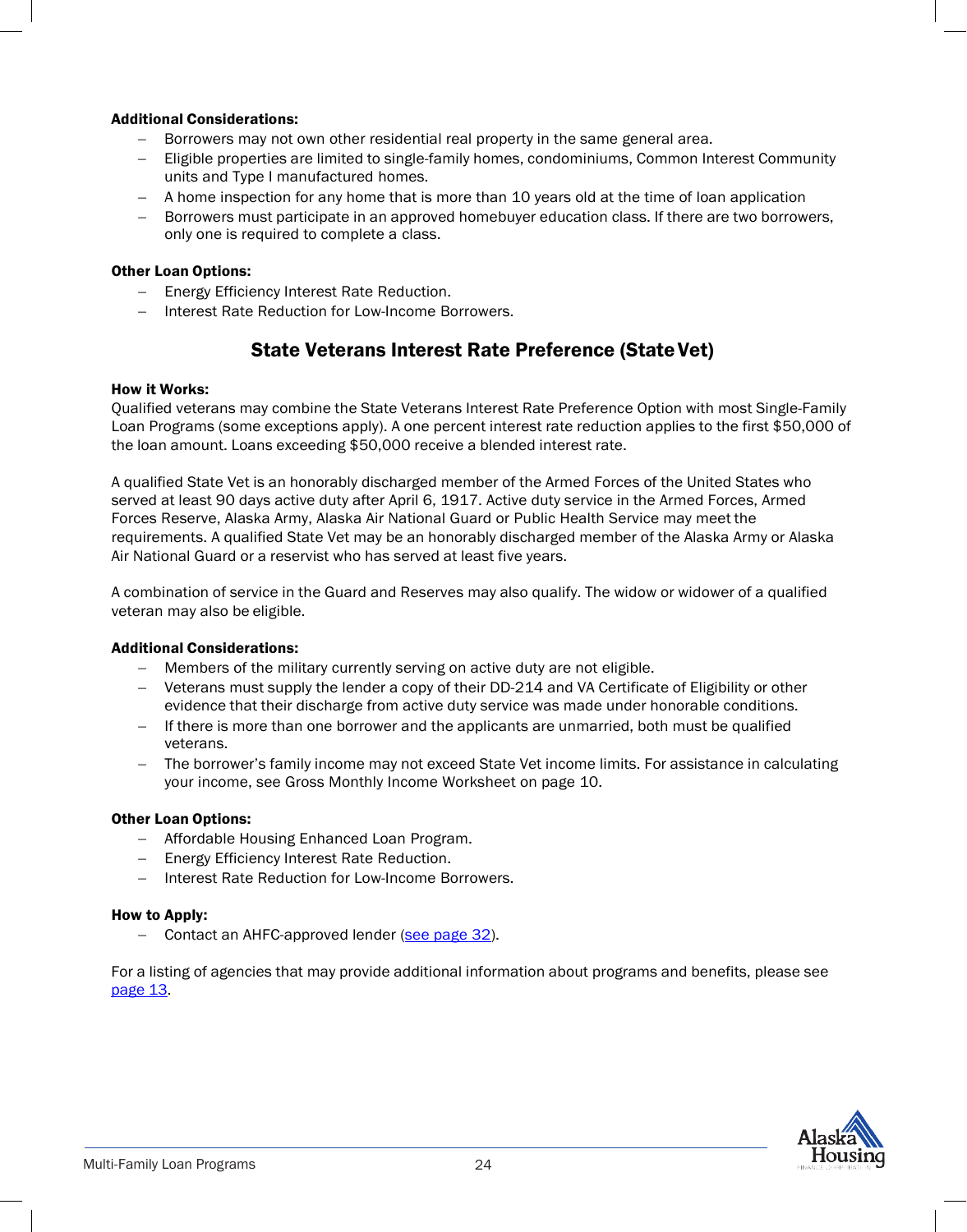**Additional Considerations:**

- Borrowers may not own other residential real property in the same general area.
- Eligible properties are limited to single-family homes, condominiums, Common Interest Community units and Type I manufactured homes.
- A home inspection for any home that is more than 10 years old at the time of loan application
- Borrowers must participate in an approved homebuyer education class. If there are two borrowers, only one is required to complete a class.

**Other Loan Options:**

- Energy Efficiency Interest Rate Reduction.
- Interest Rate Reduction for Low-Income Borrowers.

## State Veterans Interest Rate Preference (State Vet)

**How it Works:**

Qualified veterans may combine the State Veterans Interest Rate Preference Option with most Single-Family Loan Programs (some exceptions apply). A one percent interest rate reduction applies to the first $50,000 of the loan amount. Loans exceeding $50,000 receive a blended interest rate.

A qualified State Vet is an honorably discharged member of the Armed Forces of the United States who served at least 90 days active duty after April 6, 1917. Active duty service in the Armed Forces, Armed Forces Reserve, Alaska Army, Alaska Air National Guard or Public Health Service may meet the requirements. A qualified State Vet may be an honorably discharged member of the Alaska Army or Alaska Air National Guard or a reservist who has served at least five years.

A combination of service in the Guard and Reserves may also qualify. The widow or widower of a qualified veteran may also be eligible.

**Additional Considerations:**

- Members of the military currently serving on active duty are not eligible.
- Veterans must supply the lender a copy of their DD-214 and VA Certificate of Eligibility or other evidence that their discharge from active duty service was made under honorable conditions.
- If there is more than one borrower and the applicants are unmarried, both must be qualified veterans.
- The borrower's family income may not exceed State Vet income limits. For assistance in calculating your income, see Gross Monthly Income Worksheet on page 10.

**Other Loan Options:**

- Affordable Housing Enhanced Loan Program.
- Energy Efficiency Interest Rate Reduction.
- Interest Rate Reduction for Low-Income Borrowers.

**How to Apply:**

- Contact an AHFC-approved lender (see page 32).

For a listing of agencies that may provide additional information about programs and benefits, please see page 13.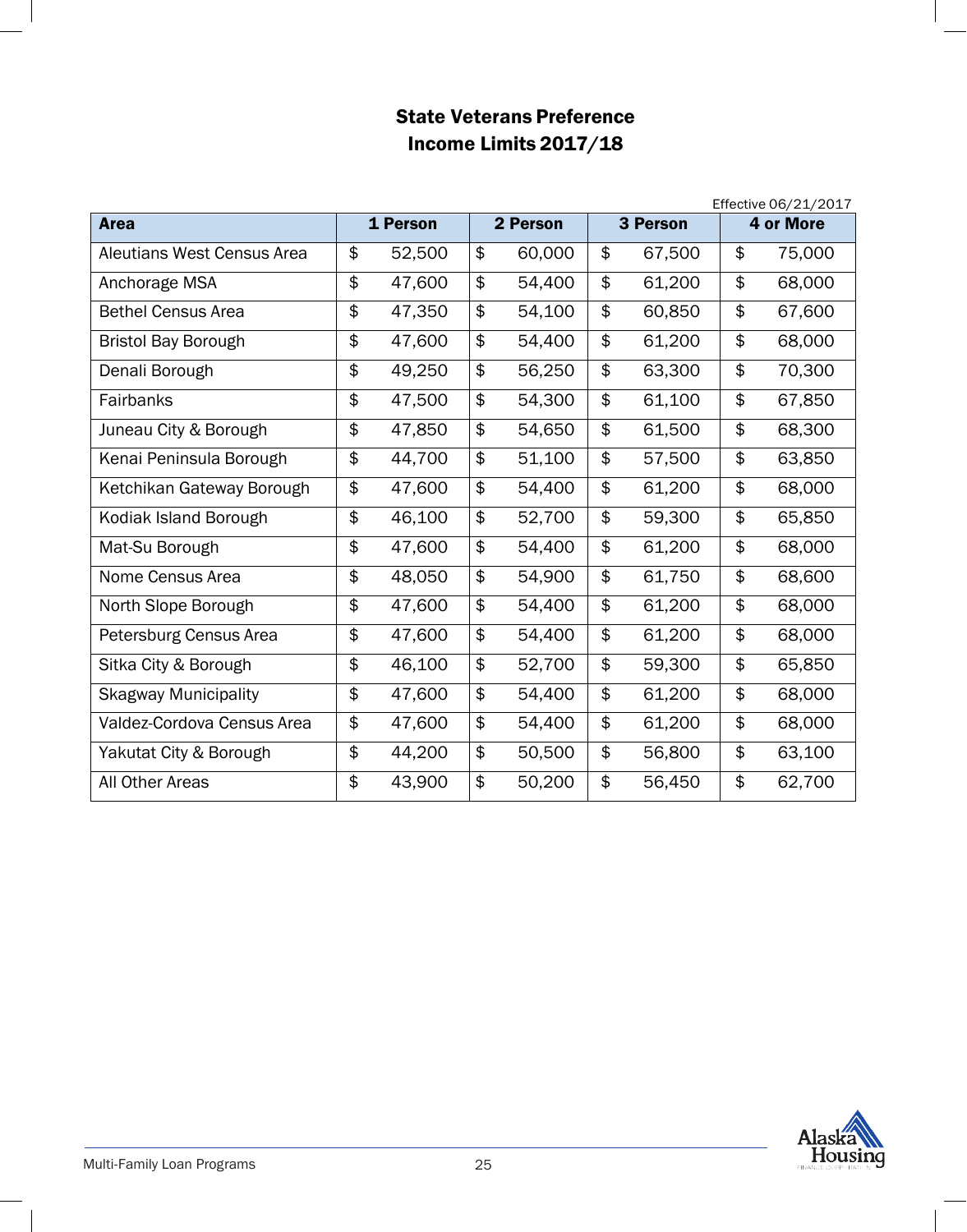## State Veterans Preference Income Limits 2017/18

Effective 06/21/2017

| Area | 1 Person | 2 Person | 3 Person | 4 or More |
|---|---|---|---|---|
| Aleutians West Census Area | $ 52,500 | $ 60,000 | $ 67,500 | $ 75,000 |
| Anchorage MSA | $ 47,600 | $ 54,400 | $ 61,200 | $ 68,000 |
| Bethel Census Area | $ 47,350 | $ 54,100 | $ 60,850 | $ 67,600 |
| Bristol Bay Borough | $ 47,600 | $ 54,400 | $ 61,200 | $ 68,000 |
| Denali Borough | $ 49,250 | $ 56,250 | $ 63,300 | $ 70,300 |
| Fairbanks | $ 47,500 | $ 54,300 | $ 61,100 | $ 67,850 |
| Juneau City & Borough | $ 47,850 | $ 54,650 | $ 61,500 | $ 68,300 |
| Kenai Peninsula Borough | $ 44,700 | $ 51,100 | $ 57,500 | $ 63,850 |
| Ketchikan Gateway Borough | $ 47,600 | $ 54,400 | $ 61,200 | $ 68,000 |
| Kodiak Island Borough | $ 46,100 | $ 52,700 | $ 59,300 | $ 65,850 |
| Mat-Su Borough | $ 47,600 | $ 54,400 | $ 61,200 | $ 68,000 |
| Nome Census Area | $ 48,050 | $ 54,900 | $ 61,750 | $ 68,600 |
| North Slope Borough | $ 47,600 | $ 54,400 | $ 61,200 | $ 68,000 |
| Petersburg Census Area | $ 47,600 | $ 54,400 | $ 61,200 | $ 68,000 |
| Sitka City & Borough | $ 46,100 | $ 52,700 | $ 59,300 | $ 65,850 |
| Skagway Municipality | $ 47,600 | $ 54,400 | $ 61,200 | $ 68,000 |
| Valdez-Cordova Census Area | $ 47,600 | $ 54,400 | $ 61,200 | $ 68,000 |
| Yakutat City & Borough | $ 44,200 | $ 50,500 | $ 56,800 | $ 63,100 |
| All Other Areas | $ 43,900 | $ 50,200 | $ 56,450 | $ 62,700 |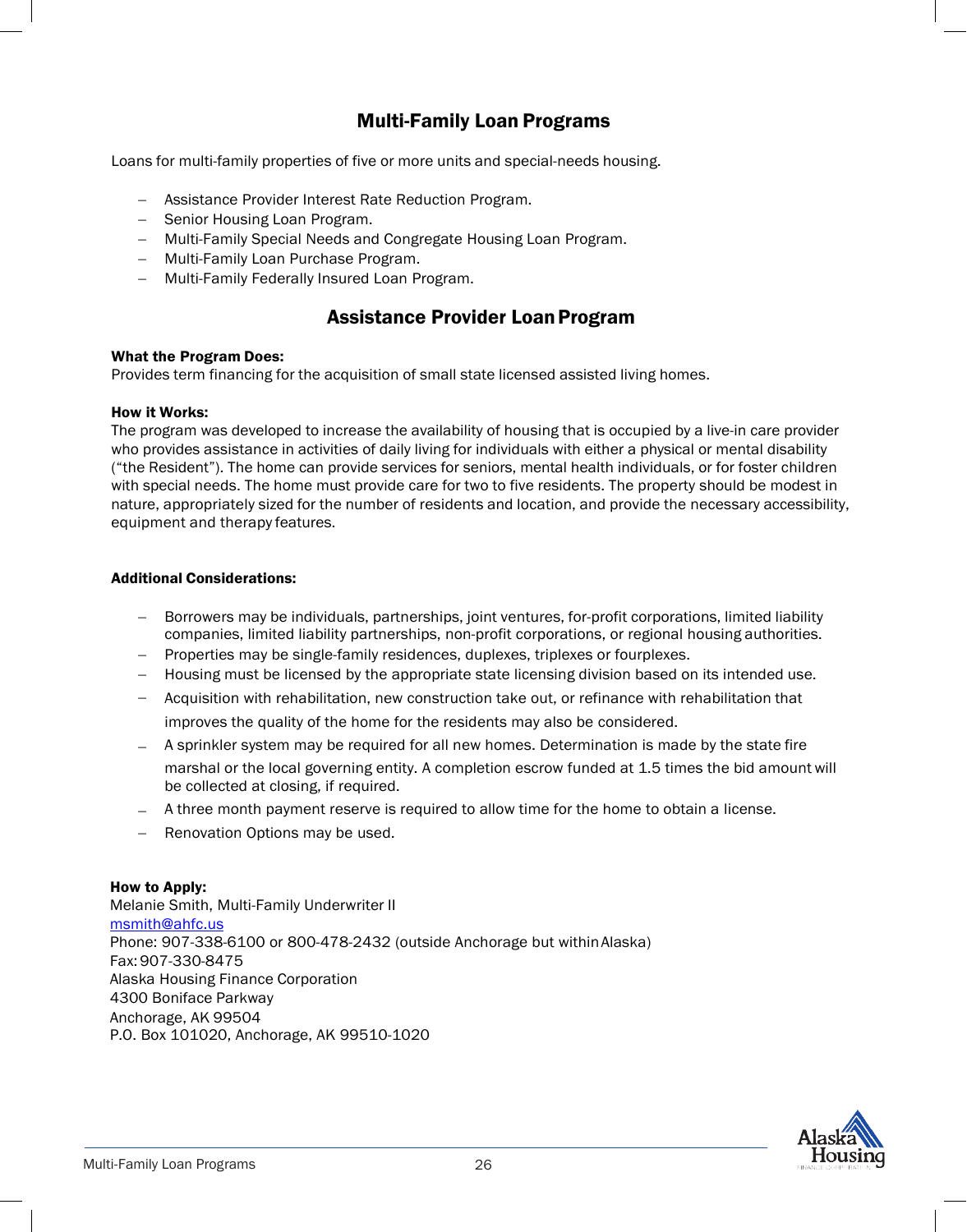# Multi-Family Loan Programs

Loans for multi-family properties of five or more units and special-needs housing.

- Assistance Provider Interest Rate Reduction Program.
- Senior Housing Loan Program.
- Multi-Family Special Needs and Congregate Housing Loan Program.
- Multi-Family Loan Purchase Program.
- Multi-Family Federally Insured Loan Program.

## Assistance Provider Loan Program

**What the Program Does:**
Provides term financing for the acquisition of small state licensed assisted living homes.

**How it Works:**
The program was developed to increase the availability of housing that is occupied by a live-in care provider who provides assistance in activities of daily living for individuals with either a physical or mental disability ("the Resident"). The home can provide services for seniors, mental health individuals, or for foster children with special needs. The home must provide care for two to five residents. The property should be modest in nature, appropriately sized for the number of residents and location, and provide the necessary accessibility, equipment and therapy features.

**Additional Considerations:**

- Borrowers may be individuals, partnerships, joint ventures, for-profit corporations, limited liability companies, limited liability partnerships, non-profit corporations, or regional housing authorities.
- Properties may be single-family residences, duplexes, triplexes or fourplexes.
- Housing must be licensed by the appropriate state licensing division based on its intended use.
- Acquisition with rehabilitation, new construction take out, or refinance with rehabilitation that improves the quality of the home for the residents may also be considered.
- A sprinkler system may be required for all new homes. Determination is made by the state fire marshal or the local governing entity. A completion escrow funded at 1.5 times the bid amount will be collected at closing, if required.
- A three month payment reserve is required to allow time for the home to obtain a license.
- Renovation Options may be used.

**How to Apply:**
Melanie Smith, Multi-Family Underwriter II
msmith@ahfc.us
Phone: 907-338-6100 or 800-478-2432 (outside Anchorage but within Alaska)
Fax: 907-330-8475
Alaska Housing Finance Corporation
4300 Boniface Parkway
Anchorage, AK 99504
P.O. Box 101020, Anchorage, AK 99510-1020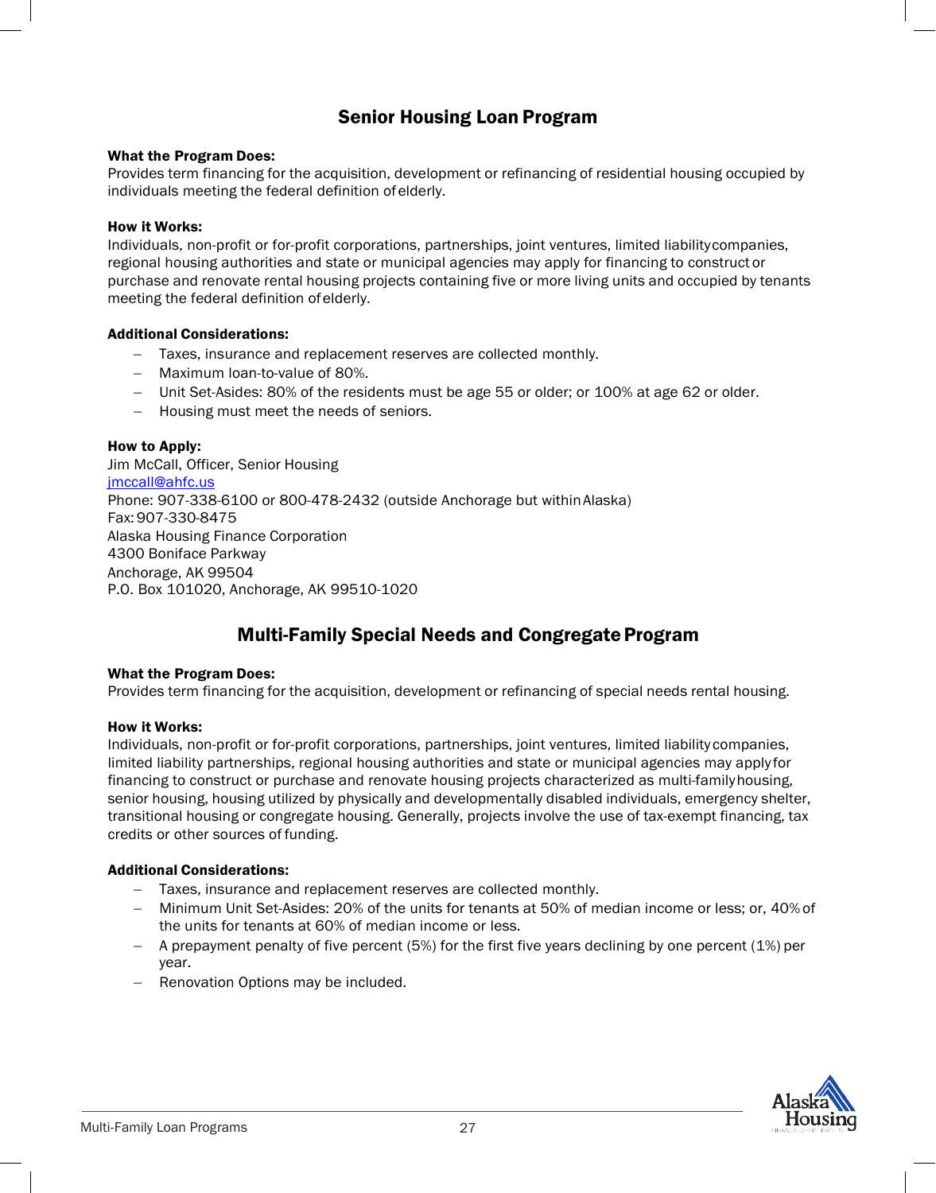## Senior Housing Loan Program

**What the Program Does:**
Provides term financing for the acquisition, development or refinancing of residential housing occupied by individuals meeting the federal definition of elderly.

**How it Works:**
Individuals, non-profit or for-profit corporations, partnerships, joint ventures, limited liability companies, regional housing authorities and state or municipal agencies may apply for financing to construct or purchase and renovate rental housing projects containing five or more living units and occupied by tenants meeting the federal definition of elderly.

**Additional Considerations:**

- Taxes, insurance and replacement reserves are collected monthly.
- Maximum loan-to-value of 80%.
- Unit Set-Asides: 80% of the residents must be age 55 or older; or 100% at age 62 or older.
- Housing must meet the needs of seniors.

**How to Apply:**
Jim McCall, Officer, Senior Housing
jmccall@ahfc.us
Phone: 907-338-6100 or 800-478-2432 (outside Anchorage but within Alaska)
Fax: 907-330-8475
Alaska Housing Finance Corporation
4300 Boniface Parkway
Anchorage, AK 99504
P.O. Box 101020, Anchorage, AK 99510-1020

## Multi-Family Special Needs and Congregate Program

**What the Program Does:**
Provides term financing for the acquisition, development or refinancing of special needs rental housing.

**How it Works:**
Individuals, non-profit or for-profit corporations, partnerships, joint ventures, limited liability companies, limited liability partnerships, regional housing authorities and state or municipal agencies may apply for financing to construct or purchase and renovate housing projects characterized as multi-family housing, senior housing, housing utilized by physically and developmentally disabled individuals, emergency shelter, transitional housing or congregate housing. Generally, projects involve the use of tax-exempt financing, tax credits or other sources of funding.

**Additional Considerations:**

- Taxes, insurance and replacement reserves are collected monthly.
- Minimum Unit Set-Asides: 20% of the units for tenants at 50% of median income or less; or, 40% of the units for tenants at 60% of median income or less.
- A prepayment penalty of five percent (5%) for the first five years declining by one percent (1%) per year.
- Renovation Options may be included.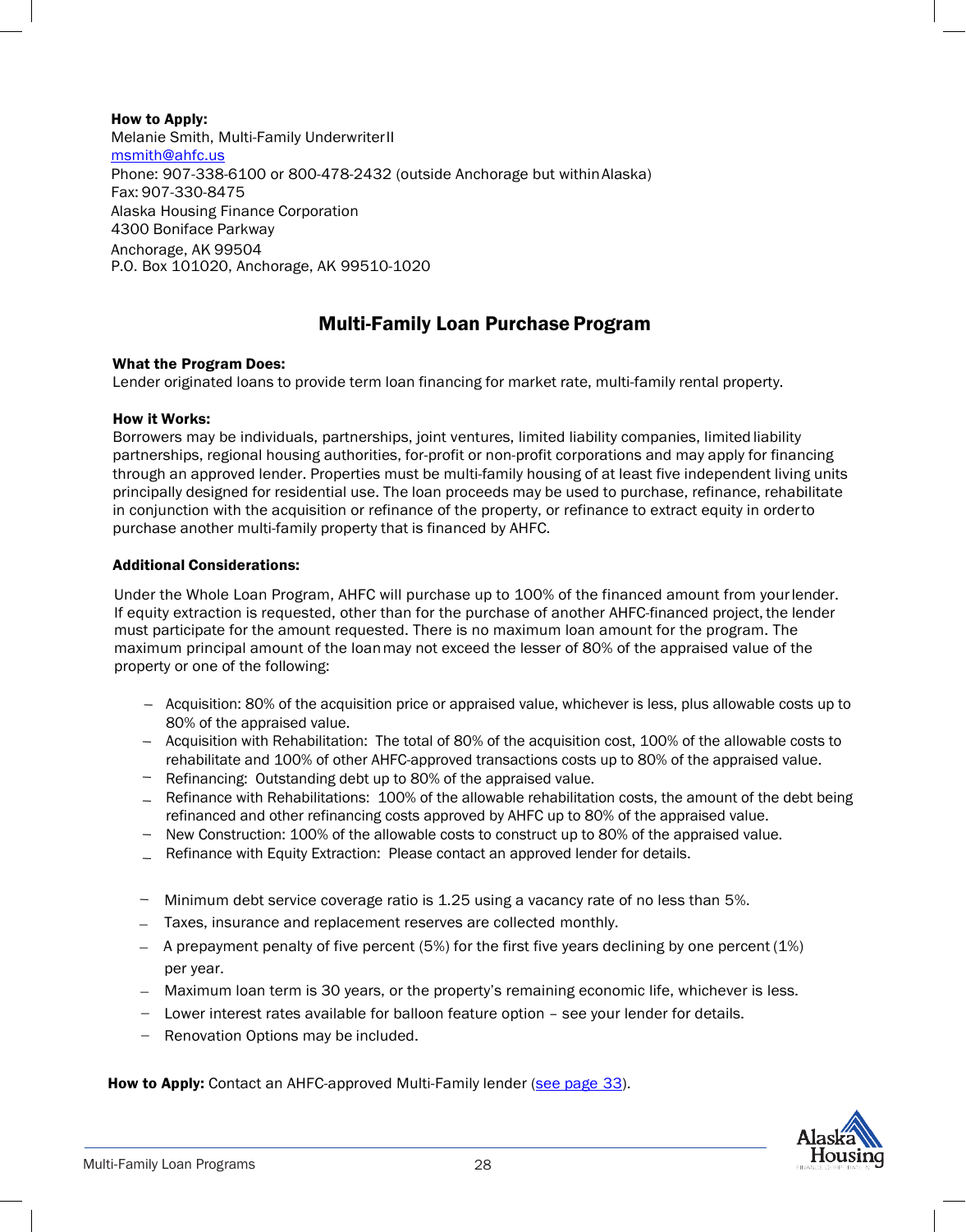**How to Apply:**
Melanie Smith, Multi-Family Underwriter II
[msmith@ahfc.us](mailto:msmith@ahfc.us)
Phone: 907-338-6100 or 800-478-2432 (outside Anchorage but within Alaska)
Fax: 907-330-8475
Alaska Housing Finance Corporation
4300 Boniface Parkway
Anchorage, AK 99504
P.O. Box 101020, Anchorage, AK 99510-1020

## Multi-Family Loan Purchase Program

**What the Program Does:**
Lender originated loans to provide term loan financing for market rate, multi-family rental property.

**How it Works:**
Borrowers may be individuals, partnerships, joint ventures, limited liability companies, limited liability partnerships, regional housing authorities, for-profit or non-profit corporations and may apply for financing through an approved lender. Properties must be multi-family housing of at least five independent living units principally designed for residential use. The loan proceeds may be used to purchase, refinance, rehabilitate in conjunction with the acquisition or refinance of the property, or refinance to extract equity in order to purchase another multi-family property that is financed by AHFC.

**Additional Considerations:**

Under the Whole Loan Program, AHFC will purchase up to 100% of the financed amount from your lender. If equity extraction is requested, other than for the purchase of another AHFC-financed project, the lender must participate for the amount requested. There is no maximum loan amount for the program. The maximum principal amount of the loan may not exceed the lesser of 80% of the appraised value of the property or one of the following:

- Acquisition: 80% of the acquisition price or appraised value, whichever is less, plus allowable costs up to 80% of the appraised value.
- Acquisition with Rehabilitation: The total of 80% of the acquisition cost, 100% of the allowable costs to rehabilitate and 100% of other AHFC-approved transactions costs up to 80% of the appraised value.
- Refinancing: Outstanding debt up to 80% of the appraised value.
- Refinance with Rehabilitations: 100% of the allowable rehabilitation costs, the amount of the debt being refinanced and other refinancing costs approved by AHFC up to 80% of the appraised value.
- New Construction: 100% of the allowable costs to construct up to 80% of the appraised value.
- Refinance with Equity Extraction: Please contact an approved lender for details.

- Minimum debt service coverage ratio is 1.25 using a vacancy rate of no less than 5%.
- Taxes, insurance and replacement reserves are collected monthly.
- A prepayment penalty of five percent (5%) for the first five years declining by one percent (1%) per year.
- Maximum loan term is 30 years, or the property's remaining economic life, whichever is less.
- Lower interest rates available for balloon feature option – see your lender for details.
- Renovation Options may be included.

**How to Apply:** Contact an AHFC-approved Multi-Family lender (see page 33).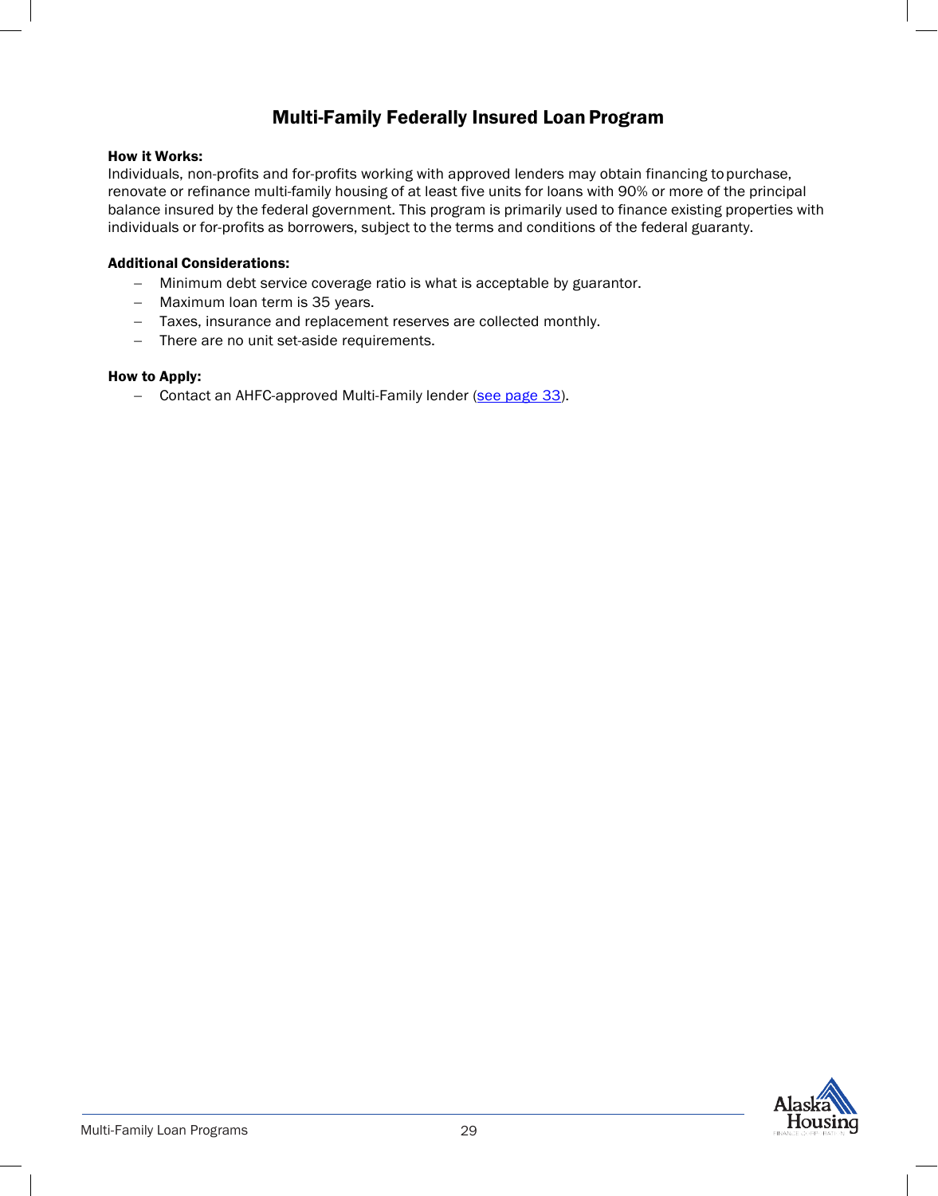## Multi-Family Federally Insured Loan Program

**How it Works:**

Individuals, non-profits and for-profits working with approved lenders may obtain financing to purchase, renovate or refinance multi-family housing of at least five units for loans with 90% or more of the principal balance insured by the federal government. This program is primarily used to finance existing properties with individuals or for-profits as borrowers, subject to the terms and conditions of the federal guaranty.

**Additional Considerations:**

- Minimum debt service coverage ratio is what is acceptable by guarantor.
- Maximum loan term is 35 years.
- Taxes, insurance and replacement reserves are collected monthly.
- There are no unit set-aside requirements.

**How to Apply:**

- Contact an AHFC-approved Multi-Family lender (see page 33).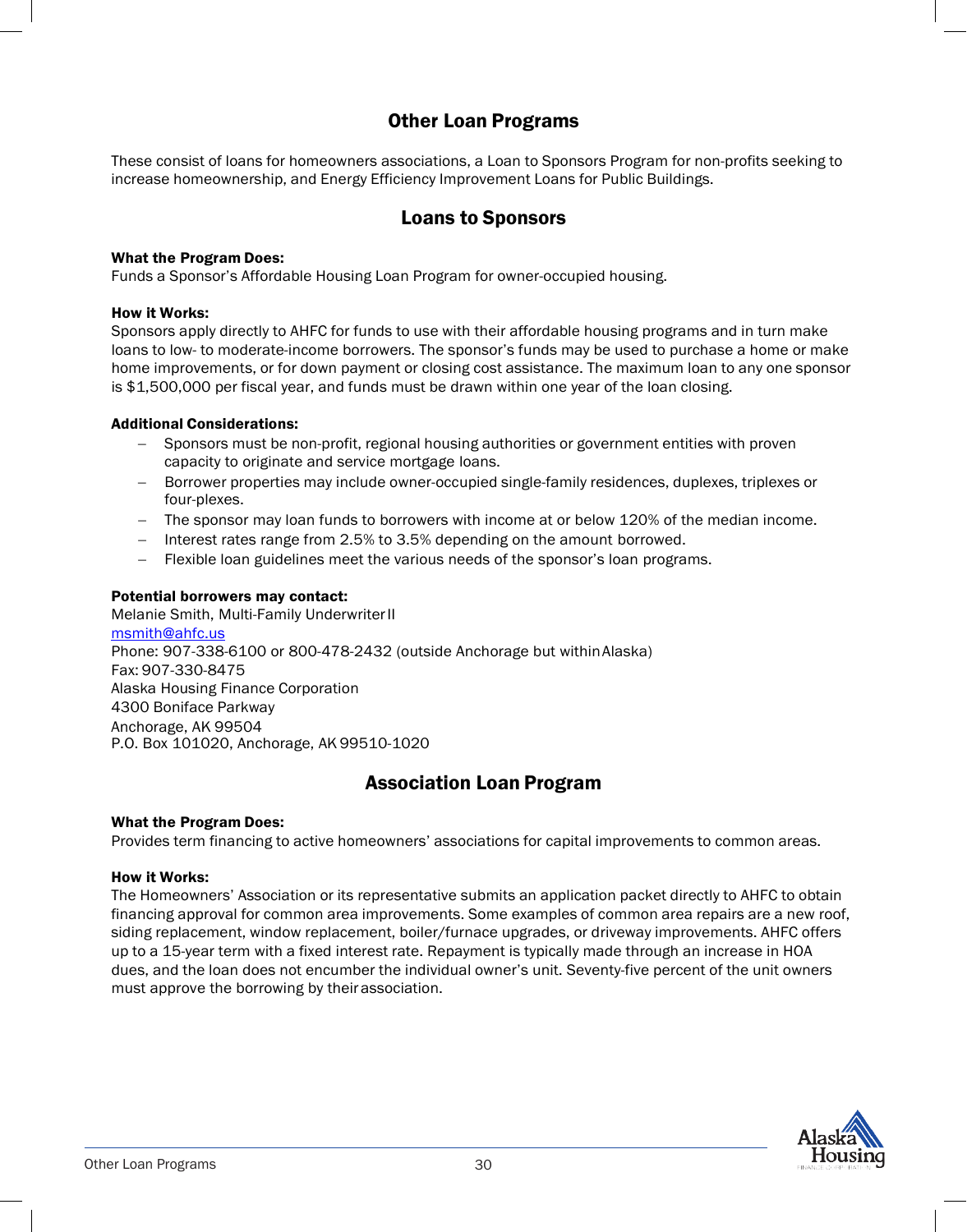# Other Loan Programs

These consist of loans for homeowners associations, a Loan to Sponsors Program for non-profits seeking to increase homeownership, and Energy Efficiency Improvement Loans for Public Buildings.

## Loans to Sponsors

**What the Program Does:**
Funds a Sponsor's Affordable Housing Loan Program for owner-occupied housing.

**How it Works:**
Sponsors apply directly to AHFC for funds to use with their affordable housing programs and in turn make loans to low- to moderate-income borrowers. The sponsor's funds may be used to purchase a home or make home improvements, or for down payment or closing cost assistance. The maximum loan to any one sponsor is $1,500,000 per fiscal year, and funds must be drawn within one year of the loan closing.

**Additional Considerations:**

- Sponsors must be non-profit, regional housing authorities or government entities with proven capacity to originate and service mortgage loans.
- Borrower properties may include owner-occupied single-family residences, duplexes, triplexes or four-plexes.
- The sponsor may loan funds to borrowers with income at or below 120% of the median income.
- Interest rates range from 2.5% to 3.5% depending on the amount borrowed.
- Flexible loan guidelines meet the various needs of the sponsor's loan programs.

**Potential borrowers may contact:**
Melanie Smith, Multi-Family Underwriter II
msmith@ahfc.us
Phone: 907-338-6100 or 800-478-2432 (outside Anchorage but within Alaska)
Fax: 907-330-8475
Alaska Housing Finance Corporation
4300 Boniface Parkway
Anchorage, AK 99504
P.O. Box 101020, Anchorage, AK 99510-1020

## Association Loan Program

**What the Program Does:**
Provides term financing to active homeowners' associations for capital improvements to common areas.

**How it Works:**
The Homeowners' Association or its representative submits an application packet directly to AHFC to obtain financing approval for common area improvements. Some examples of common area repairs are a new roof, siding replacement, window replacement, boiler/furnace upgrades, or driveway improvements. AHFC offers up to a 15-year term with a fixed interest rate. Repayment is typically made through an increase in HOA dues, and the loan does not encumber the individual owner's unit. Seventy-five percent of the unit owners must approve the borrowing by their association.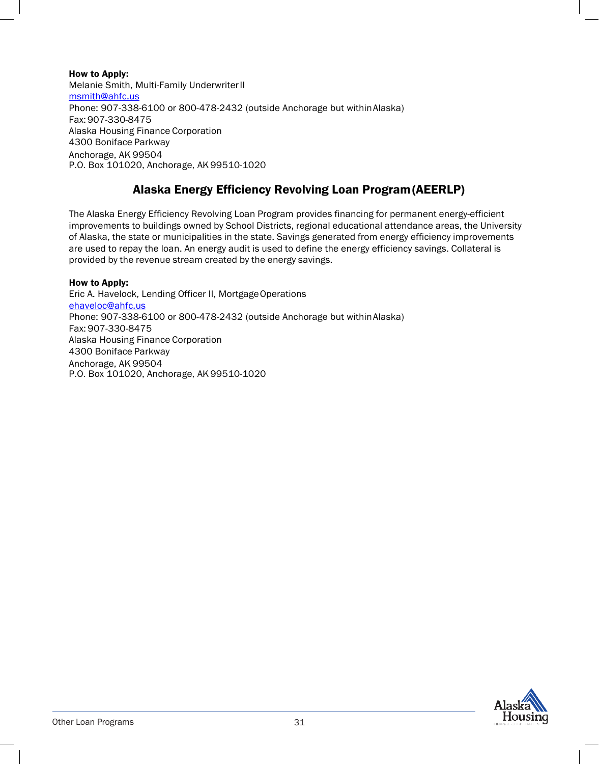**How to Apply:**
Melanie Smith, Multi-Family Underwriter II
msmith@ahfc.us
Phone: 907-338-6100 or 800-478-2432 (outside Anchorage but within Alaska)
Fax: 907-330-8475
Alaska Housing Finance Corporation
4300 Boniface Parkway
Anchorage, AK 99504
P.O. Box 101020, Anchorage, AK 99510-1020

## Alaska Energy Efficiency Revolving Loan Program (AEERLP)

The Alaska Energy Efficiency Revolving Loan Program provides financing for permanent energy-efficient improvements to buildings owned by School Districts, regional educational attendance areas, the University of Alaska, the state or municipalities in the state. Savings generated from energy efficiency improvements are used to repay the loan. An energy audit is used to define the energy efficiency savings. Collateral is provided by the revenue stream created by the energy savings.

**How to Apply:**
Eric A. Havelock, Lending Officer II, Mortgage Operations
ehaveloc@ahfc.us
Phone: 907-338-6100 or 800-478-2432 (outside Anchorage but within Alaska)
Fax: 907-330-8475
Alaska Housing Finance Corporation
4300 Boniface Parkway
Anchorage, AK 99504
P.O. Box 101020, Anchorage, AK 99510-1020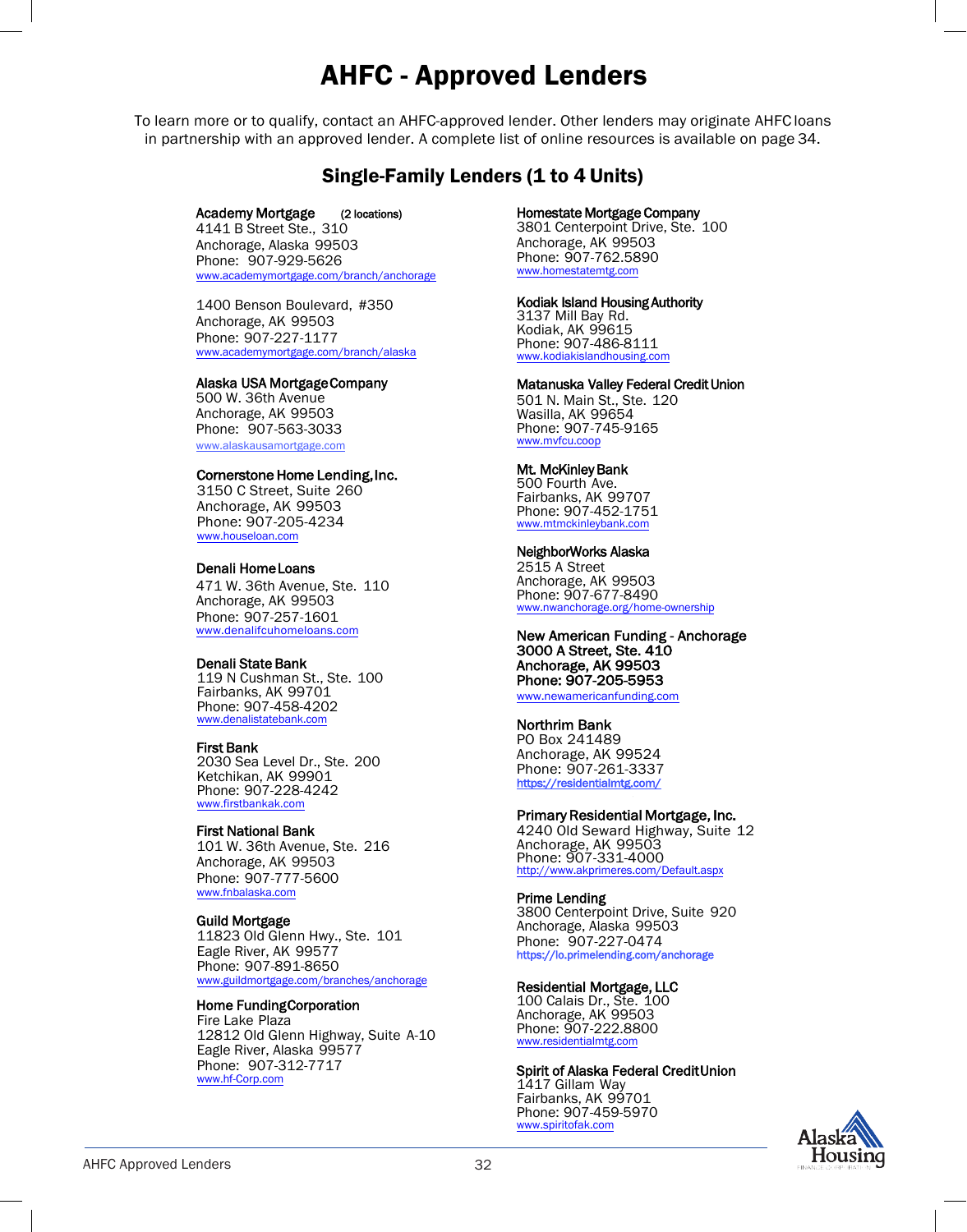# AHFC - Approved Lenders

To learn more or to qualify, contact an AHFC-approved lender. Other lenders may originate AHFC loans in partnership with an approved lender. A complete list of online resources is available on page 34.

## Single-Family Lenders (1 to 4 Units)

**Academy Mortgage** (2 locations)
4141 B Street Ste., 310
Anchorage, Alaska 99503
Phone: 907-929-5626
www.academymortgage.com/branch/anchorage

1400 Benson Boulevard, #350
Anchorage, AK 99503
Phone: 907-227-1177
www.academymortgage.com/branch/alaska

**Alaska USA Mortgage Company**
500 W. 36th Avenue
Anchorage, AK 99503
Phone: 907-563-3033
www.alaskausamortgage.com

**Cornerstone Home Lending, Inc.**
3150 C Street, Suite 260
Anchorage, AK 99503
Phone: 907-205-4234
www.houseloan.com

**Denali Home Loans**
471 W. 36th Avenue, Ste. 110
Anchorage, AK 99503
Phone: 907-257-1601
www.denalifcuhomeloans.com

**Denali State Bank**
119 N Cushman St., Ste. 100
Fairbanks, AK 99701
Phone: 907-458-4202
www.denalistatebank.com

**First Bank**
2030 Sea Level Dr., Ste. 200
Ketchikan, AK 99901
Phone: 907-228-4242
www.firstbankak.com

**First National Bank**
101 W. 36th Avenue, Ste. 216
Anchorage, AK 99503
Phone: 907-777-5600
www.fnbalaska.com

**Guild Mortgage**
11823 Old Glenn Hwy., Ste. 101
Eagle River, AK 99577
Phone: 907-891-8650
www.guildmortgage.com/branches/anchorage

**Home Funding Corporation**
Fire Lake Plaza
12812 Old Glenn Highway, Suite A-10
Eagle River, Alaska 99577
Phone: 907-312-7717
www.hf-Corp.com

**Homestate Mortgage Company**
3801 Centerpoint Drive, Ste. 100
Anchorage, AK 99503
Phone: 907-762.5890
www.homestatemtg.com

**Kodiak Island Housing Authority**
3137 Mill Bay Rd.
Kodiak, AK 99615
Phone: 907-486-8111
www.kodiakislandhousing.com

**Matanuska Valley Federal Credit Union**
501 N. Main St., Ste. 120
Wasilla, AK 99654
Phone: 907-745-9165
www.mvfcu.coop

**Mt. McKinley Bank**
500 Fourth Ave.
Fairbanks, AK 99707
Phone: 907-452-1751
www.mtmckinleybank.com

**NeighborWorks Alaska**
2515 A Street
Anchorage, AK 99503
Phone: 907-677-8490
www.nwanchorage.org/home-ownership

**New American Funding - Anchorage**
**3000 A Street, Ste. 410**
**Anchorage, AK 99503**
**Phone: 907-205-5953**
www.newamericanfunding.com

**Northrim Bank**
PO Box 241489
Anchorage, AK 99524
Phone: 907-261-3337
https://residentialmtg.com/

**Primary Residential Mortgage, Inc.**
4240 Old Seward Highway, Suite 12
Anchorage, AK 99503
Phone: 907-331-4000
http://www.akprimeres.com/Default.aspx

**Prime Lending**
3800 Centerpoint Drive, Suite 920
Anchorage, Alaska 99503
Phone: 907-227-0474
https://lo.primelending.com/anchorage

**Residential Mortgage, LLC**
100 Calais Dr., Ste. 100
Anchorage, AK 99503
Phone: 907-222.8800
www.residentialmtg.com

**Spirit of Alaska Federal Credit Union**
1417 Gillam Way
Fairbanks, AK 99701
Phone: 907-459-5970
www.spiritofak.com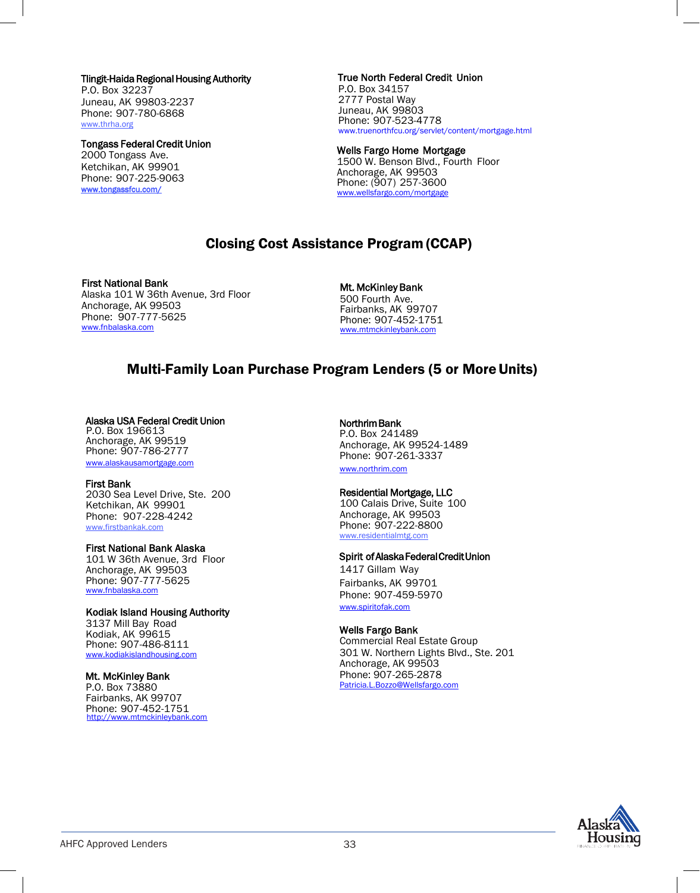**Tlingit-Haida Regional Housing Authority**
P.O. Box 32237
Juneau, AK 99803-2237
Phone: 907-780-6868
www.thrha.org

**Tongass Federal Credit Union**
2000 Tongass Ave.
Ketchikan, AK 99901
Phone: 907-225-9063
www.tongassfcu.com/

**True North Federal Credit Union**
P.O. Box 34157
2777 Postal Way
Juneau, AK 99803
Phone: 907-523-4778
www.truenorthfcu.org/servlet/content/mortgage.html

**Wells Fargo Home Mortgage**
1500 W. Benson Blvd., Fourth Floor
Anchorage, AK 99503
Phone: (907) 257-3600
www.wellsfargo.com/mortgage

## Closing Cost Assistance Program (CCAP)

**First National Bank**
Alaska 101 W 36th Avenue, 3rd Floor
Anchorage, AK 99503
Phone: 907-777-5625
www.fnbalaska.com

**Mt. McKinley Bank**
500 Fourth Ave.
Fairbanks, AK 99707
Phone: 907-452-1751
www.mtmckinleybank.com

## Multi-Family Loan Purchase Program Lenders (5 or More Units)

**Alaska USA Federal Credit Union**
P.O. Box 196613
Anchorage, AK 99519
Phone: 907-786-2777
www.alaskausamortgage.com

**First Bank**
2030 Sea Level Drive, Ste. 200
Ketchikan, AK 99901
Phone: 907-228-4242
www.firstbankak.com

**First National Bank Alaska**
101 W 36th Avenue, 3rd Floor
Anchorage, AK 99503
Phone: 907-777-5625
www.fnbalaska.com

**Kodiak Island Housing Authority**
3137 Mill Bay Road
Kodiak, AK 99615
Phone: 907-486-8111
www.kodiakislandhousing.com

**Mt. McKinley Bank**
P.O. Box 73880
Fairbanks, AK 99707
Phone: 907-452-1751
http://www.mtmckinleybank.com

**Northrim Bank**
P.O. Box 241489
Anchorage, AK 99524-1489
Phone: 907-261-3337
www.northrim.com

**Residential Mortgage, LLC**
100 Calais Drive, Suite 100
Anchorage, AK 99503
Phone: 907-222-8800
www.residentialmtg.com

**Spirit of Alaska Federal Credit Union**
1417 Gillam Way
Fairbanks, AK 99701
Phone: 907-459-5970
www.spiritofak.com

**Wells Fargo Bank**
Commercial Real Estate Group
301 W. Northern Lights Blvd., Ste. 201
Anchorage, AK 99503
Phone: 907-265-2878
Patricia.L.Bozzo@Wellsfargo.com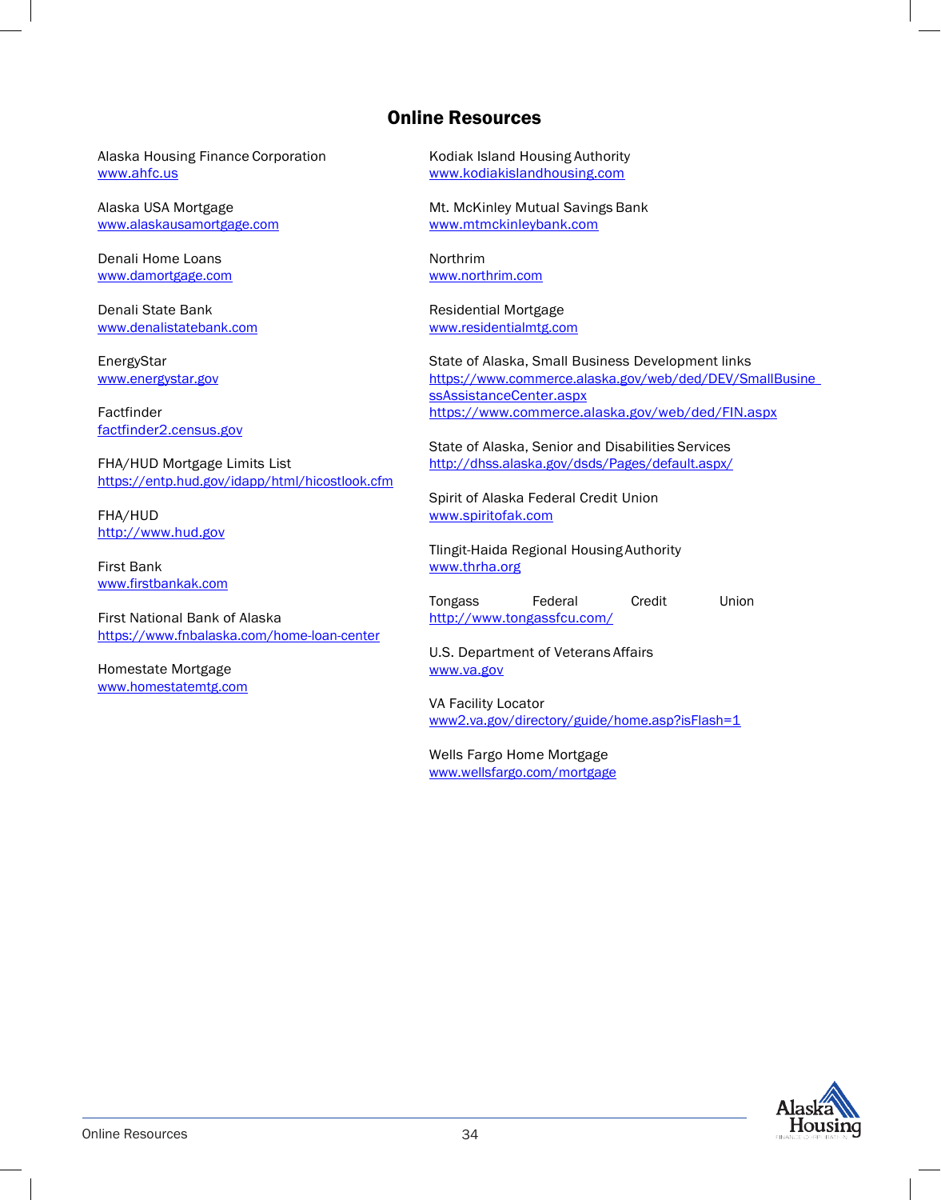# Online Resources

Alaska Housing Finance Corporation
www.ahfc.us

Alaska USA Mortgage
www.alaskausamortgage.com

Denali Home Loans
www.damortgage.com

Denali State Bank
www.denalistatebank.com

EnergyStar
www.energystar.gov

Factfinder
factfinder2.census.gov

FHA/HUD Mortgage Limits List
https://entp.hud.gov/idapp/html/hicostlook.cfm

FHA/HUD
http://www.hud.gov

First Bank
www.firstbankak.com

First National Bank of Alaska
https://www.fnbalaska.com/home-loan-center

Homestate Mortgage
www.homestatemtg.com

Kodiak Island Housing Authority
www.kodiakislandhousing.com

Mt. McKinley Mutual Savings Bank
www.mtmckinleybank.com

Northrim
www.northrim.com

Residential Mortgage
www.residentialmtg.com

State of Alaska, Small Business Development links
https://www.commerce.alaska.gov/web/ded/DEV/SmallBusinessAssistanceCenter.aspx
https://www.commerce.alaska.gov/web/ded/FIN.aspx

State of Alaska, Senior and Disabilities Services
http://dhss.alaska.gov/dsds/Pages/default.aspx/

Spirit of Alaska Federal Credit Union
www.spiritofak.com

Tlingit-Haida Regional Housing Authority
www.thrha.org

Tongass Federal Credit Union
http://www.tongassfcu.com/

U.S. Department of Veterans Affairs
www.va.gov

VA Facility Locator
www2.va.gov/directory/guide/home.asp?isFlash=1

Wells Fargo Home Mortgage
www.wellsfargo.com/mortgage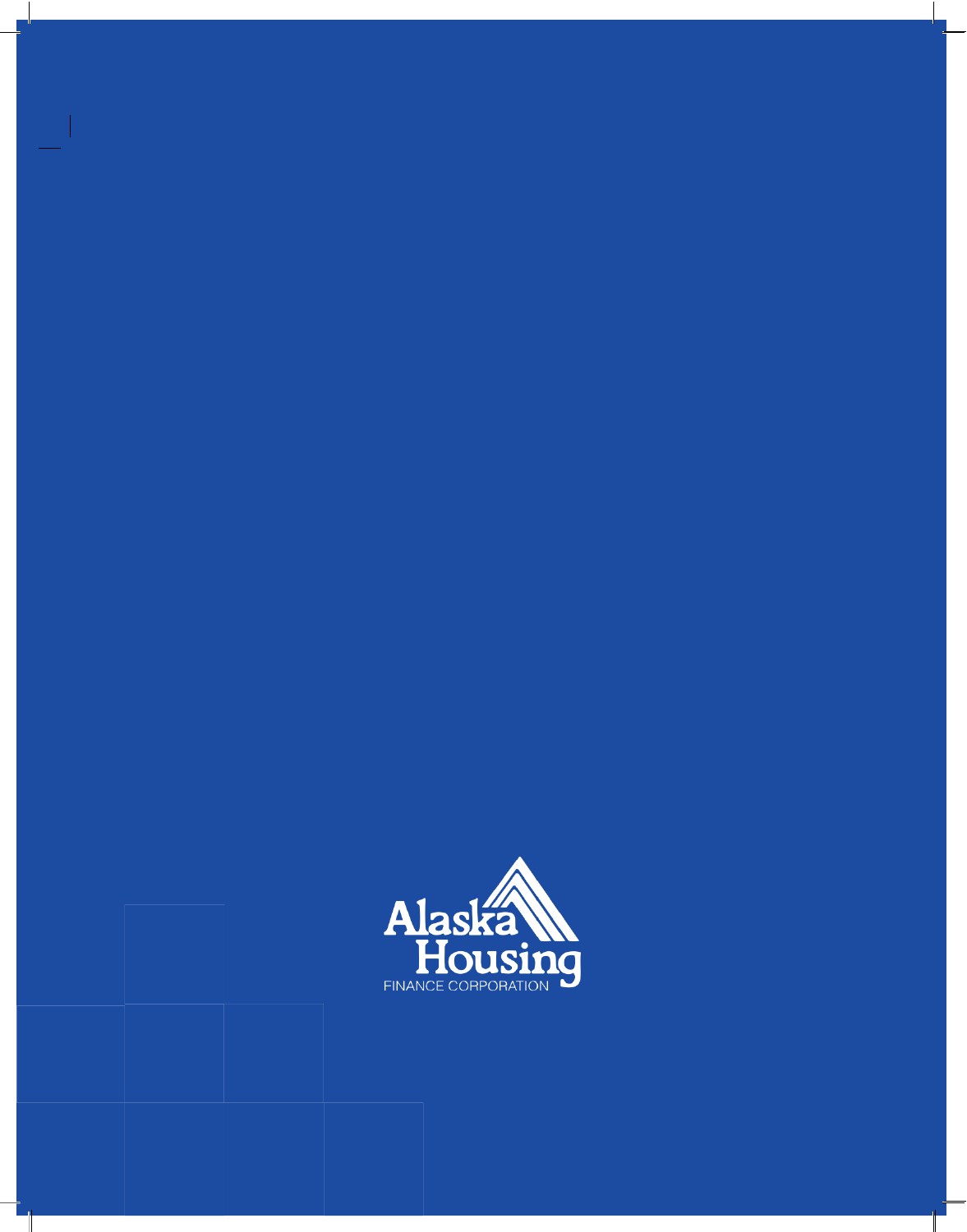Alaska Housing

FINANCE CORPORATION